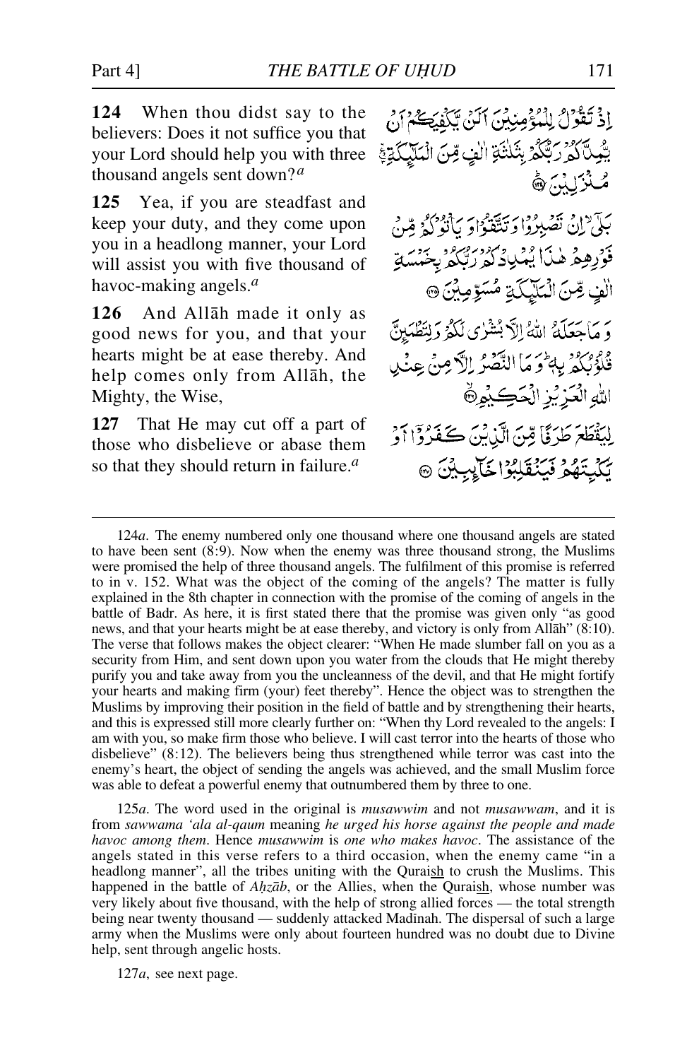**124** When thou didst say to the believers: Does it not suffice you that your Lord should help you with three thousand angels sent down?[a]

إِذْ تَقُولُ لِلْمُؤْمِنِينَ أَلَنْ يَكْفِيَكُمْ أَنْ يُمِدَّكُمْ رَبُّكُمْ بِثَلَاثَةِ آلَافٍ مِنَ الْمَلَائِكَةِ مُنْزَلِينَ ﴿١٢٤﴾

**125** Yea, if you are steadfast and keep your duty, and they come upon you in a headlong manner, your Lord will assist you with five thousand of havoc-making angels.[a]

بَلَىٰ ۚ إِنْ تَصْبِرُوا وَتَتَّقُوا وَيَأْتُوكُمْ مِنْ فَوْرِهِمْ هَٰذَا يُمْدِدْكُمْ رَبُّكُمْ بِخَمْسَةِ آلَافٍ مِنَ الْمَلَائِكَةِ مُسَوِّمِينَ ﴿١٢٥﴾

**126** And Allāh made it only as good news for you, and that your hearts might be at ease thereby. And help comes only from Allāh, the Mighty, the Wise,

وَمَا جَعَلَهُ اللَّهُ إِلَّا بُشْرَىٰ لَكُمْ وَلِتَطْمَئِنَّ قُلُوبُكُمْ بِهِ ۗ وَمَا النَّصْرُ إِلَّا مِنْ عِنْدِ اللَّهِ الْعَزِيزِ الْحَكِيمِ ﴿١٢٦﴾

**127** That He may cut off a part of those who disbelieve or abase them so that they should return in failure.[a]

لِيَقْطَعَ طَرَفًا مِنَ الَّذِينَ كَفَرُوا أَوْ يَكْبِتَهُمْ فَيَنْقَلِبُوا خَائِبِينَ ﴿١٢٧﴾

---

124*a*. The enemy numbered only one thousand where one thousand angels are stated to have been sent (8:9). Now when the enemy was three thousand strong, the Muslims were promised the help of three thousand angels. The fulfilment of this promise is referred to in v. 152. What was the object of the coming of the angels? The matter is fully explained in the 8th chapter in connection with the promise of the coming of angels in the battle of Badr. As here, it is first stated there that the promise was given only "as good news, and that your hearts might be at ease thereby, and victory is only from Allāh" (8:10). The verse that follows makes the object clearer: "When He made slumber fall on you as a security from Him, and sent down upon you water from the clouds that He might thereby purify you and take away from you the uncleanness of the devil, and that He might fortify your hearts and making firm (your) feet thereby". Hence the object was to strengthen the Muslims by improving their position in the field of battle and by strengthening their hearts, and this is expressed still more clearly further on: "When thy Lord revealed to the angels: I am with you, so make firm those who believe. I will cast terror into the hearts of those who disbelieve" (8:12). The believers being thus strengthened while terror was cast into the enemy's heart, the object of sending the angels was achieved, and the small Muslim force was able to defeat a powerful enemy that outnumbered them by three to one.

125*a*. The word used in the original is *musawwim* and not *musawwam*, and it is from *sawwama 'ala al-qaum* meaning *he urged his horse against the people and made havoc among them*. Hence *musawwim* is *one who makes havoc*. The assistance of the angels stated in this verse refers to a third occasion, when the enemy came "in a headlong manner", all the tribes uniting with the Quraish to crush the Muslims. This happened in the battle of *Aḥzāb*, or the Allies, when the Quraish, whose number was very likely about five thousand, with the help of strong allied forces — the total strength being near twenty thousand — suddenly attacked Madīnah. The dispersal of such a large army when the Muslims were only about fourteen hundred was no doubt due to Divine help, sent through angelic hosts.

127*a*, see next page.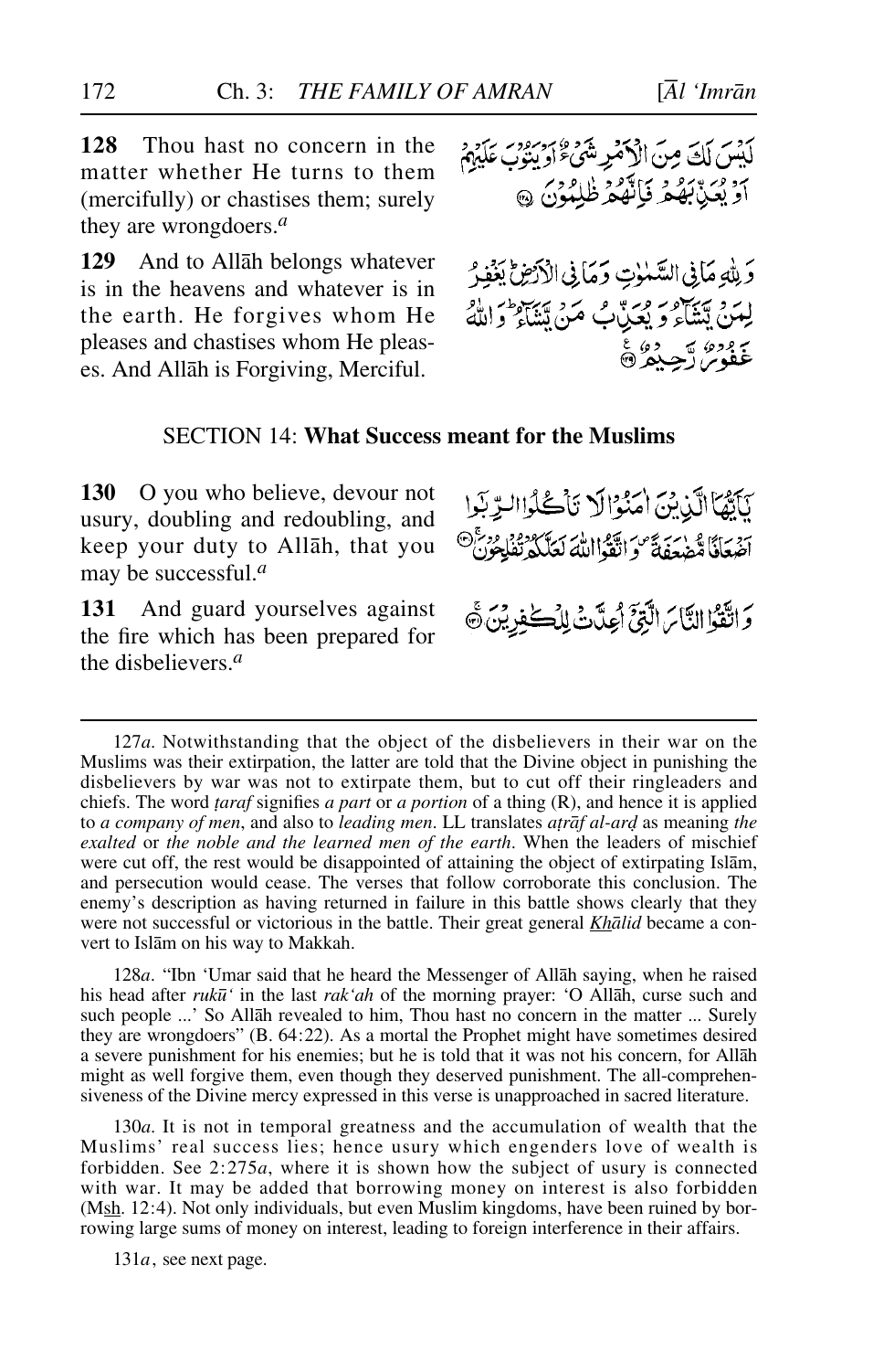**128** Thou hast no concern in the matter whether He turns to them (mercifully) or chastises them; surely they are wrongdoers.[a]

لَيْسَ لَكَ مِنَ الْأَمْرِ شَيْءٌ أَوْ يَتُوبَ عَلَيْهِمْ أَوْ يُعَذِّبَهُمْ فَإِنَّهُمْ ظَالِمُونَ ﴿١٢٨﴾

**129** And to Allāh belongs whatever is in the heavens and whatever is in the earth. He forgives whom He pleases and chastises whom He pleases. And Allāh is Forgiving, Merciful.

وَلِلَّهِ مَا فِي السَّمَاوَاتِ وَمَا فِي الْأَرْضِ ۚ يَغْفِرُ لِمَنْ يَشَاءُ وَيُعَذِّبُ مَنْ يَشَاءُ ۚ وَاللَّهُ غَفُورٌ رَحِيمٌ ﴿١٢٩﴾

## SECTION 14: **What Success meant for the Muslims**

**130** O you who believe, devour not usury, doubling and redoubling, and keep your duty to Allāh, that you may be successful.[a]

يَا أَيُّهَا الَّذِينَ آمَنُوا لَا تَأْكُلُوا الرِّبَا أَضْعَافًا مُضَاعَفَةً ۖ وَاتَّقُوا اللَّهَ لَعَلَّكُمْ تُفْلِحُونَ ﴿١٣٠﴾

**131** And guard yourselves against the fire which has been prepared for the disbelievers.[a]

وَاتَّقُوا النَّارَ الَّتِي أُعِدَّتْ لِلْكَافِرِينَ ﴿١٣١﴾

---

127*a*. Notwithstanding that the object of the disbelievers in their war on the Muslims was their extirpation, the latter are told that the Divine object in punishing the disbelievers by war was not to extirpate them, but to cut off their ringleaders and chiefs. The word *ṭaraf* signifies *a part* or *a portion* of a thing (R), and hence it is applied to *a company of men*, and also to *leading men*. LL translates *aṭrāf al-arḍ* as meaning *the exalted* or *the noble and the learned men of the earth*. When the leaders of mischief were cut off, the rest would be disappointed of attaining the object of extirpating Islām, and persecution would cease. The verses that follow corroborate this conclusion. The enemy's description as having returned in failure in this battle shows clearly that they were not successful or victorious in the battle. Their great general *Khālid* became a convert to Islām on his way to Makkah.

128*a*. "Ibn 'Umar said that he heard the Messenger of Allāh saying, when he raised his head after *rukū'* in the last *rak'ah* of the morning prayer: 'O Allāh, curse such and such people ...' So Allāh revealed to him, Thou hast no concern in the matter ... Surely they are wrongdoers" (B. 64:22). As a mortal the Prophet might have sometimes desired a severe punishment for his enemies; but he is told that it was not his concern, for Allāh might as well forgive them, even though they deserved punishment. The all-comprehensiveness of the Divine mercy expressed in this verse is unapproached in sacred literature.

130*a*. It is not in temporal greatness and the accumulation of wealth that the Muslims' real success lies; hence usury which engenders love of wealth is forbidden. See 2:275*a*, where it is shown how the subject of usury is connected with war. It may be added that borrowing money on interest is also forbidden (Msh. 12:4). Not only individuals, but even Muslim kingdoms, have been ruined by borrowing large sums of money on interest, leading to foreign interference in their affairs.

131*a*, see next page.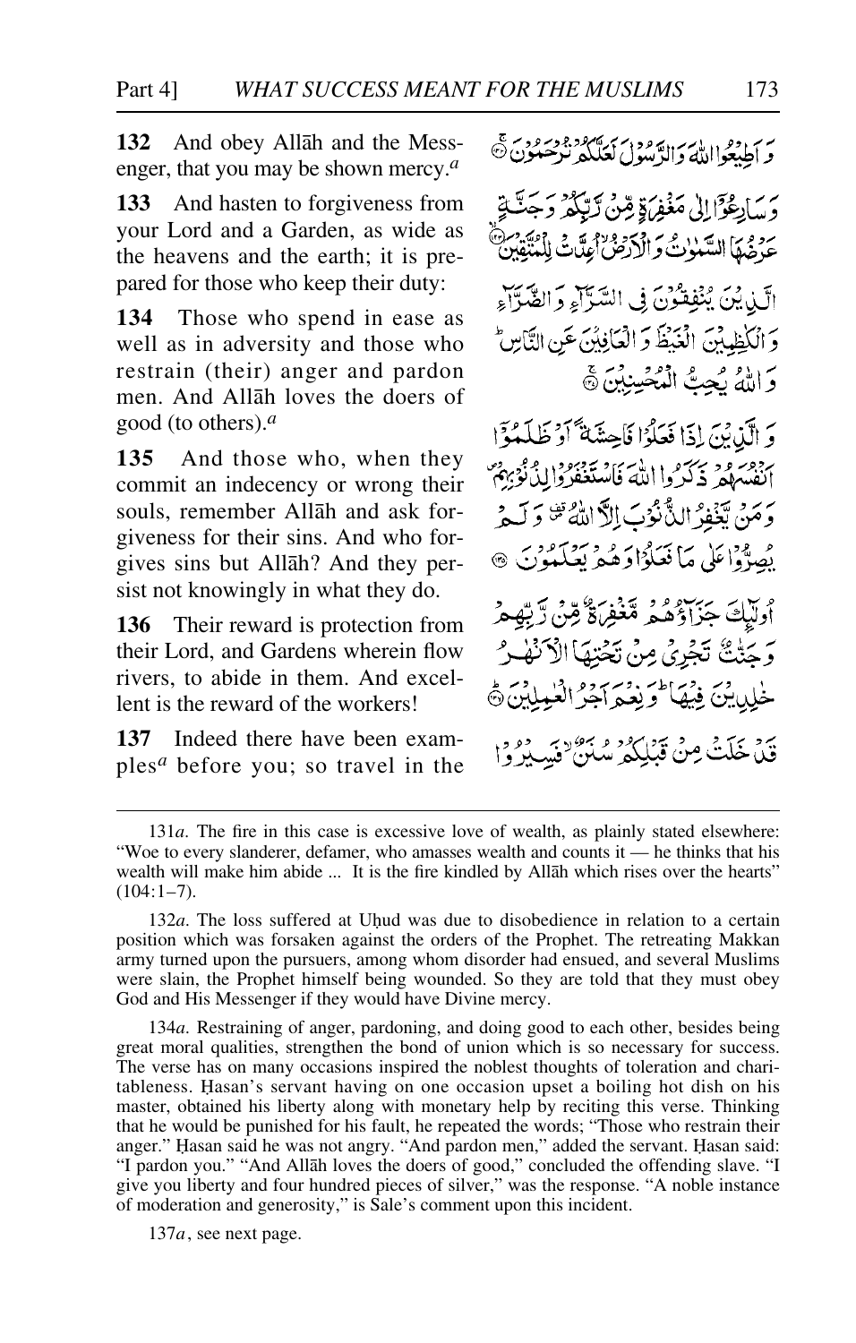**132** And obey Allāh and the Messenger, that you may be shown mercy.[a]

وَ اَطِيۡعُوا اللّٰهَ وَ الرَّسُوۡلَ لَعَلَّكُمۡ تُرۡحَمُوۡنَ

**133** And hasten to forgiveness from your Lord and a Garden, as wide as the heavens and the earth; it is prepared for those who keep their duty:

وَسَارِعُوۡۤا اِلٰى مَغۡفِرَةٍ مِّنۡ رَّبِّكُمۡ وَجَنَّةٍ عَرۡضُهَا السَّمٰوٰتُ وَالۡاَرۡضُۙ اُعِدَّتۡ لِلۡمُتَّقِيۡنَ

**134** Those who spend in ease as well as in adversity and those who restrain (their) anger and pardon men. And Allāh loves the doers of good (to others).[a]

الَّذِيۡنَ يُنۡفِقُوۡنَ فِى السَّرَّآءِ وَالضَّرَّآءِ وَالۡكٰظِمِيۡنَ الۡغَيۡظَ وَالۡعَافِيۡنَ عَنِ النَّاسِ‌ؕ وَاللّٰهُ يُحِبُّ الۡمُحۡسِنِيۡنَ

**135** And those who, when they commit an indecency or wrong their souls, remember Allāh and ask forgiveness for their sins. And who forgives sins but Allāh? And they persist not knowingly in what they do.

وَالَّذِيۡنَ اِذَا فَعَلُوۡا فَاحِشَةً اَوۡ ظَلَمُوۡۤا اَنۡفُسَهُمۡ ذَكَرُوا اللّٰهَ فَاسۡتَغۡفَرُوۡا لِذُنُوۡبِهِمۡ وَمَنۡ يَّغۡفِرُ الذُّنُوۡبَ اِلَّا اللّٰهُ ۖ وَلَمۡ يُصِرُّوۡا عَلٰى مَا فَعَلُوۡا وَهُمۡ يَعۡلَمُوۡنَ

**136** Their reward is protection from their Lord, and Gardens wherein flow rivers, to abide in them. And excellent is the reward of the workers!

اُولٰٓٮِٕكَ جَزَآؤُهُمۡ مَّغۡفِرَةٌ مِّنۡ رَّبِّهِمۡ وَجَنّٰتٌ تَجۡرِىۡ مِنۡ تَحۡتِهَا الۡاَنۡهٰرُ خٰلِدِيۡنَ فِيۡهَا ‌ؕ وَنِعۡمَ اَجۡرُ الۡعٰمِلِيۡنَ

**137** Indeed there have been examples[a] before you; so travel in the

قَدۡ خَلَتۡ مِنۡ قَبۡلِكُمۡ سُنَنٌ ۙ فَسِيۡرُوۡا

---

131*a*. The fire in this case is excessive love of wealth, as plainly stated elsewhere: "Woe to every slanderer, defamer, who amasses wealth and counts it — he thinks that his wealth will make him abide ... It is the fire kindled by Allāh which rises over the hearts" (104:1–7).

132*a*. The loss suffered at Uḥud was due to disobedience in relation to a certain position which was forsaken against the orders of the Prophet. The retreating Makkan army turned upon the pursuers, among whom disorder had ensued, and several Muslims were slain, the Prophet himself being wounded. So they are told that they must obey God and His Messenger if they would have Divine mercy.

134*a*. Restraining of anger, pardoning, and doing good to each other, besides being great moral qualities, strengthen the bond of union which is so necessary for success. The verse has on many occasions inspired the noblest thoughts of toleration and charitableness. Ḥasan's servant having on one occasion upset a boiling hot dish on his master, obtained his liberty along with monetary help by reciting this verse. Thinking that he would be punished for his fault, he repeated the words; "Those who restrain their anger." Ḥasan said he was not angry. "And pardon men," added the servant. Ḥasan said: "I pardon you." "And Allāh loves the doers of good," concluded the offending slave. "I give you liberty and four hundred pieces of silver," was the response. "A noble instance of moderation and generosity," is Sale's comment upon this incident.

137*a*, see next page.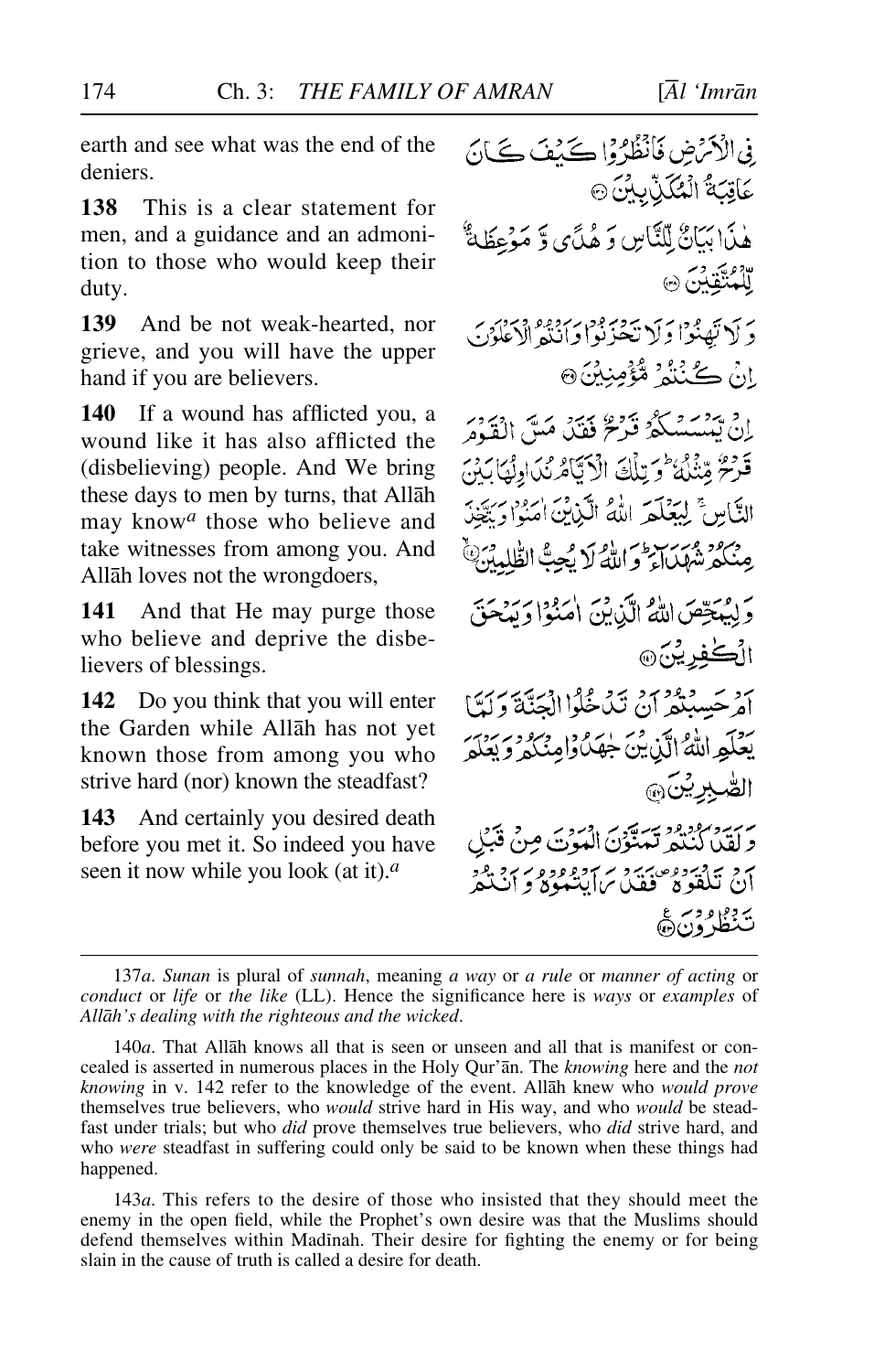earth and see what was the end of the deniers.

فِي الْأَرْضِ فَانْظُرُوا كَيْفَ كَانَ عَاقِبَةُ الْمُكَذِّبِينَ ۝

**138** This is a clear statement for men, and a guidance and an admonition to those who would keep their duty.

هٰذَا بَيَانٌ لِّلنَّاسِ وَ هُدًى وَّ مَوْعِظَةٌ لِّلْمُتَّقِينَ ۝

**139** And be not weak-hearted, nor grieve, and you will have the upper hand if you are believers.

وَ لَا تَهِنُوْا وَ لَا تَحْزَنُوْا وَ اَنْتُمُ الْاَعْلَوْنَ اِنْ كُنْتُمْ مُّؤْمِنِيْنَ ۝

**140** If a wound has afflicted you, a wound like it has also afflicted the (disbelieving) people. And We bring these days to men by turns, that Allāh may know[a] those who believe and take witnesses from among you. And Allāh loves not the wrongdoers,

اِنْ يَّمْسَسْكُمْ قَرْحٌ فَقَدْ مَسَّ الْقَوْمَ قَرْحٌ مِّثْلُهٗ ؕ وَ تِلْكَ الْاَيَّامُ نُدَاوِلُهَا بَيْنَ النَّاسِ ۚ وَ لِيَعْلَمَ اللّٰهُ الَّذِيْنَ اٰمَنُوْا وَ يَتَّخِذَ مِنْكُمْ شُهَدَآءَ ؕ وَ اللّٰهُ لَا يُحِبُّ الظّٰلِمِيْنَ ۝

**141** And that He may purge those who believe and deprive the disbelievers of blessings.

وَ لِيُمَحِّصَ اللّٰهُ الَّذِيْنَ اٰمَنُوْا وَ يَمْحَقَ الْكٰفِرِيْنَ ۝

**142** Do you think that you will enter the Garden while Allāh has not yet known those from among you who strive hard (nor) known the steadfast?

اَمْ حَسِبْتُمْ اَنْ تَدْخُلُوا الْجَنَّةَ وَ لَمَّا يَعْلَمِ اللّٰهُ الَّذِيْنَ جٰهَدُوْا مِنْكُمْ وَ يَعْلَمَ الصّٰبِرِيْنَ ۝

**143** And certainly you desired death before you met it. So indeed you have seen it now while you look (at it).[a]

وَ لَقَدْ كُنْتُمْ تَمَنَّوْنَ الْمَوْتَ مِنْ قَبْلِ اَنْ تَلْقَوْهُ ۪ فَقَدْ رَاَيْتُمُوْهُ وَ اَنْتُمْ تَنْظُرُوْنَ ۝

---

137*a*. *Sunan* is plural of *sunnah*, meaning *a way* or *a rule* or *manner of acting* or *conduct* or *life* or *the like* (LL). Hence the significance here is *ways* or *examples* of *Allāh's dealing with the righteous and the wicked*.

140*a*. That Allāh knows all that is seen or unseen and all that is manifest or concealed is asserted in numerous places in the Holy Qur'ān. The *knowing* here and the *not knowing* in v. 142 refer to the knowledge of the event. Allāh knew who *would prove* themselves true believers, who *would* strive hard in His way, and who *would* be steadfast under trials; but who *did* prove themselves true believers, who *did* strive hard, and who *were* steadfast in suffering could only be said to be known when these things had happened.

143*a*. This refers to the desire of those who insisted that they should meet the enemy in the open field, while the Prophet's own desire was that the Muslims should defend themselves within Madīnah. Their desire for fighting the enemy or for being slain in the cause of truth is called a desire for death.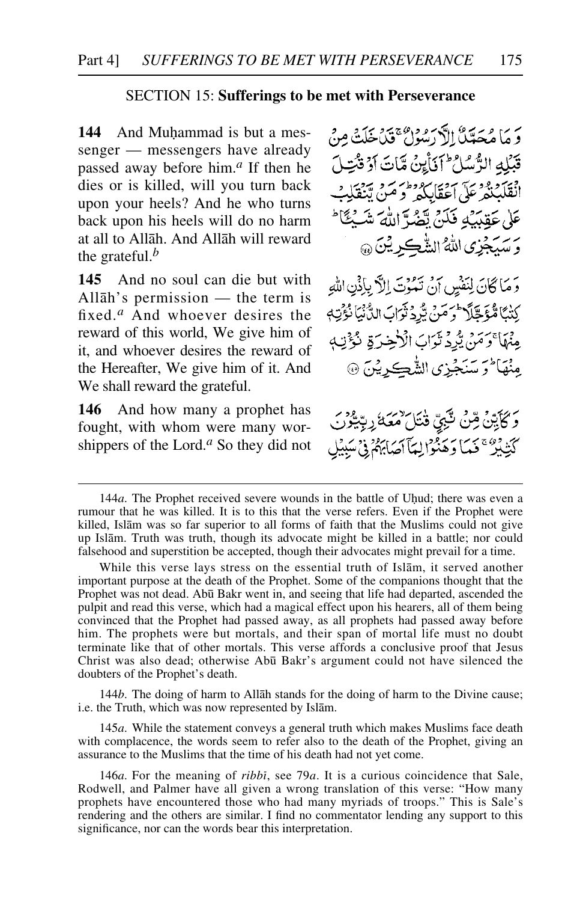## SECTION 15: **Sufferings to be met with Perseverance**

**144** And Muḥammad is but a messenger — messengers have already passed away before him.[a] If then he dies or is killed, will you turn back upon your heels? And he who turns back upon his heels will do no harm at all to Allāh. And Allāh will reward the grateful.[b]

وَ مَا مُحَمَّدٌ اِلَّا رَسُوۡلٌ ۚ قَدۡ خَلَتۡ مِنۡ قَبۡلِهِ الرُّسُلُ ؕ اَفَا۠ئِنۡ مَّاتَ اَوۡ قُتِلَ انۡقَلَبۡتُمۡ عَلٰۤی اَعۡقَابِكُمۡ ؕ وَ مَنۡ یَّنۡقَلِبۡ عَلٰی عَقِبَیۡهِ فَلَنۡ یَّضُرَّ اللّٰهَ شَیۡـًٔا ؕ وَ سَیَجۡزِی اللّٰهُ الشّٰكِرِیۡنَ ﴿۱۴۴﴾

**145** And no soul can die but with Allāh's permission — the term is fixed.[a] And whoever desires the reward of this world, We give him of it, and whoever desires the reward of the Hereafter, We give him of it. And We shall reward the grateful.

وَ مَا كَانَ لِنَفۡسٍ اَنۡ تَمُوۡتَ اِلَّا بِاِذۡنِ اللّٰهِ كِتٰبًا مُّؤَجَّلًا ؕ وَ مَنۡ یُّرِدۡ ثَوَابَ الدُّنۡیَا نُؤۡتِهٖ مِنۡهَا ۚ وَ مَنۡ یُّرِدۡ ثَوَابَ الۡاٰخِرَةِ نُؤۡتِهٖ مِنۡهَا ؕ وَ سَنَجۡزِی الشّٰكِرِیۡنَ ﴿۱۴۵﴾

**146** And how many a prophet has fought, with whom were many worshippers of the Lord.[a] So they did not

وَ كَاَیِّنۡ مِّنۡ نَّبِیٍّ قٰتَلَ ۙ مَعَهٗ رِبِّیُّوۡنَ كَثِیۡرٌ ۚ فَمَا وَهَنُوۡا لِمَاۤ اَصَابَهُمۡ فِیۡ سَبِیۡلِ

---

144*a*. The Prophet received severe wounds in the battle of Uḥud; there was even a rumour that he was killed. It is to this that the verse refers. Even if the Prophet were killed, Islām was so far superior to all forms of faith that the Muslims could not give up Islām. Truth was truth, though its advocate might be killed in a battle; nor could falsehood and superstition be accepted, though their advocates might prevail for a time.

While this verse lays stress on the essential truth of Islām, it served another important purpose at the death of the Prophet. Some of the companions thought that the Prophet was not dead. Abū Bakr went in, and seeing that life had departed, ascended the pulpit and read this verse, which had a magical effect upon his hearers, all of them being convinced that the Prophet had passed away, as all prophets had passed away before him. The prophets were but mortals, and their span of mortal life must no doubt terminate like that of other mortals. This verse affords a conclusive proof that Jesus Christ was also dead; otherwise Abū Bakr's argument could not have silenced the doubters of the Prophet's death.

144*b*. The doing of harm to Allāh stands for the doing of harm to the Divine cause; i.e. the Truth, which was now represented by Islām.

145*a*. While the statement conveys a general truth which makes Muslims face death with complacence, the words seem to refer also to the death of the Prophet, giving an assurance to the Muslims that the time of his death had not yet come.

146*a*. For the meaning of *ribbī*, see 79*a*. It is a curious coincidence that Sale, Rodwell, and Palmer have all given a wrong translation of this verse: "How many prophets have encountered those who had many myriads of troops." This is Sale's rendering and the others are similar. I find no commentator lending any support to this significance, nor can the words bear this interpretation.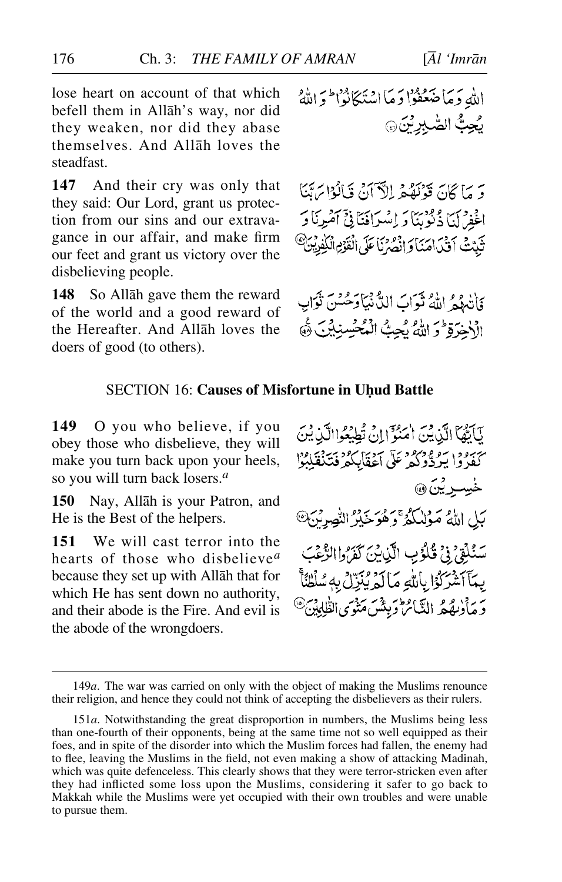lose heart on account of that which befell them in Allāh's way, nor did they weaken, nor did they abase themselves. And Allāh loves the steadfast.

اللّٰهِ وَمَا ضَعُفُوْا وَمَا اسْتَكَانُوْا ۗ وَاللّٰهُ يُحِبُّ الصّٰبِرِيْنَ ﴿۱۴۶﴾

**147** And their cry was only that they said: Our Lord, grant us protection from our sins and our extravagance in our affair, and make firm our feet and grant us victory over the disbelieving people.

وَمَا كَانَ قَوْلَهُمْ اِلَّآ اَنْ قَالُوْا رَبَّنَا اغْفِرْ لَنَا ذُنُوْبَنَا وَاِسْرَافَنَا فِيْٓ اَمْرِنَا وَثَبِّتْ اَقْدَامَنَا وَانْصُرْنَا عَلَى الْقَوْمِ الْكٰفِرِيْنَ ﴿۱۴۷﴾

**148** So Allāh gave them the reward of the world and a good reward of the Hereafter. And Allāh loves the doers of good (to others).

فَاٰتٰىهُمُ اللّٰهُ ثَوَابَ الدُّنْيَا وَحُسْنَ ثَوَابِ الْاٰخِرَةِ ۗ وَاللّٰهُ يُحِبُّ الْمُحْسِنِيْنَ ﴿۱۴۸﴾

## SECTION 16: **Causes of Misfortune in Uḥud Battle**

**149** O you who believe, if you obey those who disbelieve, they will make you turn back upon your heels, so you will turn back losers.[a]

يٰٓاَيُّهَا الَّذِيْنَ اٰمَنُوْٓا اِنْ تُطِيْعُوا الَّذِيْنَ كَفَرُوْا يَرُدُّوْكُمْ عَلٰٓى اَعْقَابِكُمْ فَتَنْقَلِبُوْا خٰسِرِيْنَ ﴿۱۴۹﴾

**150** Nay, Allāh is your Patron, and He is the Best of the helpers.

بَلِ اللّٰهُ مَوْلٰىكُمْ ۚ وَهُوَ خَيْرُ النّٰصِرِيْنَ ﴿۱۵۰﴾

**151** We will cast terror into the hearts of those who disbelieve[a] because they set up with Allāh that for which He has sent down no authority, and their abode is the Fire. And evil is the abode of the wrongdoers.

سَنُلْقِيْ فِيْ قُلُوْبِ الَّذِيْنَ كَفَرُوا الرُّعْبَ بِمَآ اَشْرَكُوْا بِاللّٰهِ مَا لَمْ يُنَزِّلْ بِهٖ سُلْطٰنًا ۚ وَمَاْوٰىهُمُ النَّارُ ۗ وَبِئْسَ مَثْوَى الظّٰلِمِيْنَ ﴿۱۵۱﴾

---

149*a*. The war was carried on only with the object of making the Muslims renounce their religion, and hence they could not think of accepting the disbelievers as their rulers.

151*a*. Notwithstanding the great disproportion in numbers, the Muslims being less than one-fourth of their opponents, being at the same time not so well equipped as their foes, and in spite of the disorder into which the Muslim forces had fallen, the enemy had to flee, leaving the Muslims in the field, not even making a show of attacking Madīnah, which was quite defenceless. This clearly shows that they were terror-stricken even after they had inflicted some loss upon the Muslims, considering it safer to go back to Makkah while the Muslims were yet occupied with their own troubles and were unable to pursue them.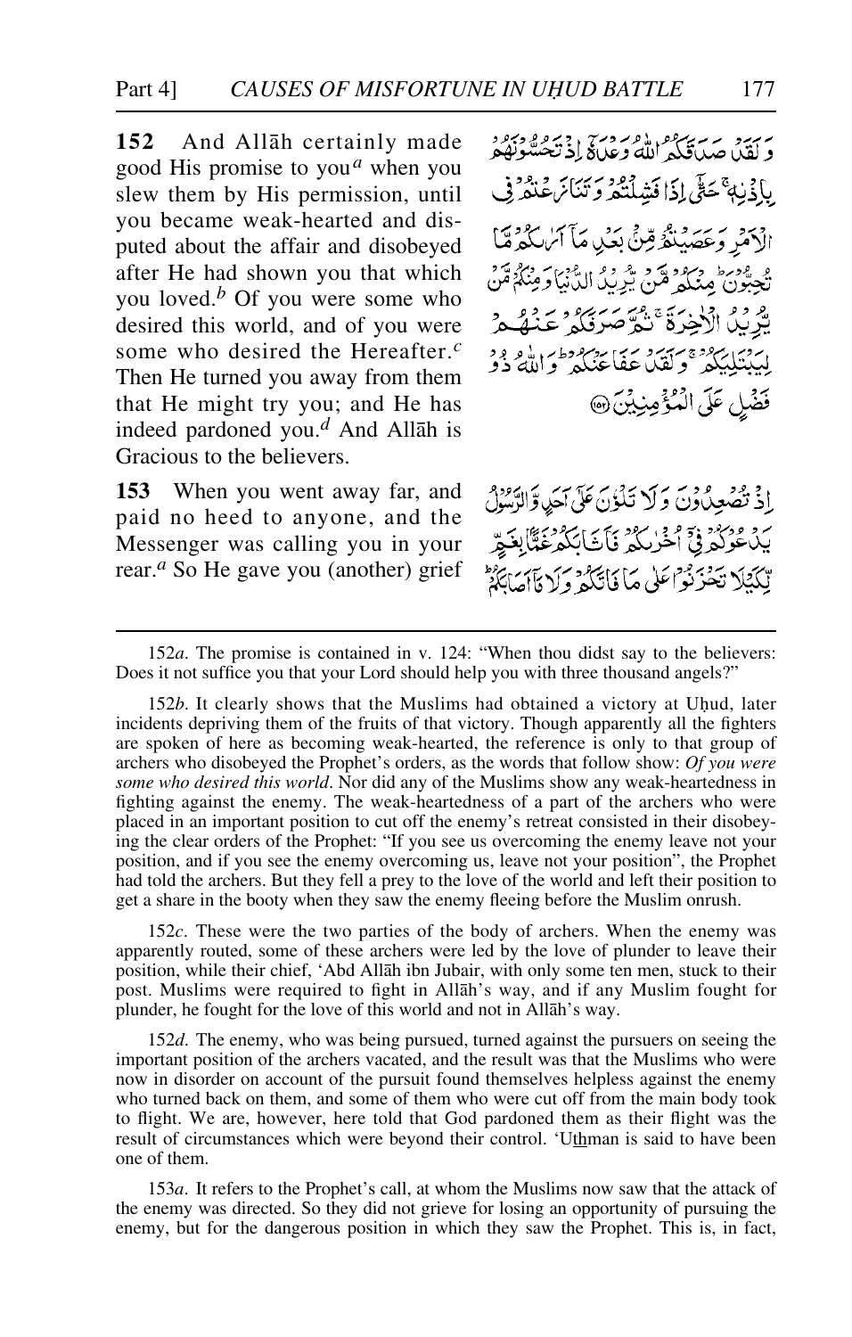**152** And Allāh certainly made good His promise to you[a] when you slew them by His permission, until you became weak-hearted and disputed about the affair and disobeyed after He had shown you that which you loved.[b] Of you were some who desired this world, and of you were some who desired the Hereafter.[c] Then He turned you away from them that He might try you; and He has indeed pardoned you.[d] And Allāh is Gracious to the believers.

وَلَقَدْ صَدَقَكُمُ اللّٰهُ وَعْدَهٗٓ اِذْ تَحُسُّوْنَهُمْ بِاِذْنِهٖ ۚ حَتّٰٓى اِذَا فَشِلْتُمْ وَتَنَازَعْتُمْ فِى الْاَمْرِ وَعَصَيْتُمْ مِّنْۢ بَعْدِ مَآ اَرٰىكُمْ مَّا تُحِبُّوْنَ ۭ مِنْكُمْ مَّنْ يُّرِيْدُ الدُّنْيَا وَمِنْكُمْ مَّنْ يُّرِيْدُ الْاٰخِرَةَ ۚ ثُمَّ صَرَفَكُمْ عَنْهُمْ لِيَبْتَلِيَكُمْ ۚ وَلَقَدْ عَفَا عَنْكُمْ ۭ وَاللّٰهُ ذُوْ فَضْلٍ عَلَى الْمُؤْمِنِيْنَ ﴿١٥٢﴾

**153** When you went away far, and paid no heed to anyone, and the Messenger was calling you in your rear.[a] So He gave you (another) grief

اِذْ تُصْعِدُوْنَ وَلَا تَلْوٗنَ عَلٰٓى اَحَدٍ وَّالرَّسُوْلُ يَدْعُوْكُمْ فِيْٓ اُخْرٰىكُمْ فَاَثَابَكُمْ غَمًّۢا بِغَمٍّ لِّكَيْلَا تَحْزَنُوْا عَلٰي مَا فَاتَكُمْ وَلَا مَآ اَصَابَكُمْ

---

152*a*. The promise is contained in v. 124: "When thou didst say to the believers: Does it not suffice you that your Lord should help you with three thousand angels?"

152*b*. It clearly shows that the Muslims had obtained a victory at Uḥud, later incidents depriving them of the fruits of that victory. Though apparently all the fighters are spoken of here as becoming weak-hearted, the reference is only to that group of archers who disobeyed the Prophet's orders, as the words that follow show: *Of you were some who desired this world*. Nor did any of the Muslims show any weak-heartedness in fighting against the enemy. The weak-heartedness of a part of the archers who were placed in an important position to cut off the enemy's retreat consisted in their disobeying the clear orders of the Prophet: "If you see us overcoming the enemy leave not your position, and if you see the enemy overcoming us, leave not your position", the Prophet had told the archers. But they fell a prey to the love of the world and left their position to get a share in the booty when they saw the enemy fleeing before the Muslim onrush.

152*c*. These were the two parties of the body of archers. When the enemy was apparently routed, some of these archers were led by the love of plunder to leave their position, while their chief, 'Abd Allāh ibn Jubair, with only some ten men, stuck to their post. Muslims were required to fight in Allāh's way, and if any Muslim fought for plunder, he fought for the love of this world and not in Allāh's way.

152*d*. The enemy, who was being pursued, turned against the pursuers on seeing the important position of the archers vacated, and the result was that the Muslims who were now in disorder on account of the pursuit found themselves helpless against the enemy who turned back on them, and some of them who were cut off from the main body took to flight. We are, however, here told that God pardoned them as their flight was the result of circumstances which were beyond their control. 'Uthman is said to have been one of them.

153*a*. It refers to the Prophet's call, at whom the Muslims now saw that the attack of the enemy was directed. So they did not grieve for losing an opportunity of pursuing the enemy, but for the dangerous position in which they saw the Prophet. This is, in fact,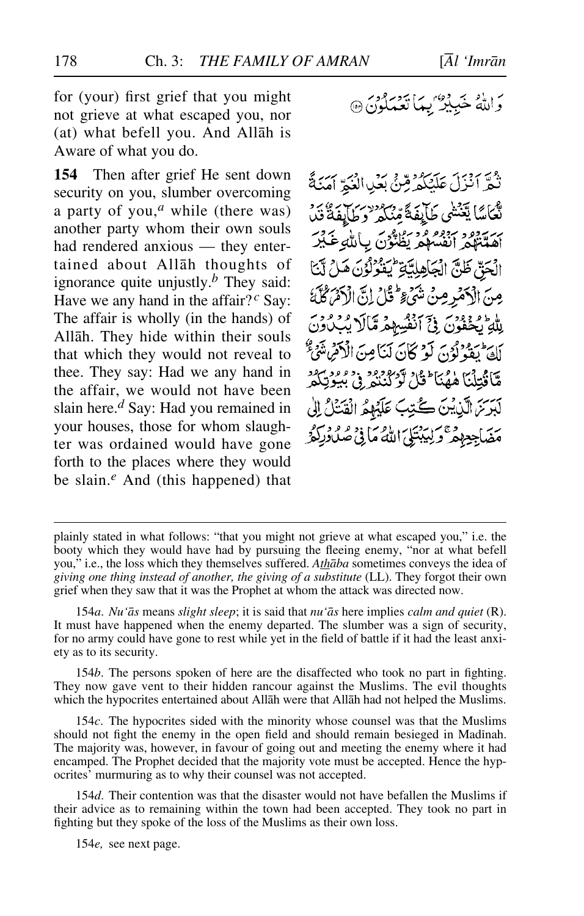for (your) first grief that you might not grieve at what escaped you, nor (at) what befell you. And Allāh is Aware of what you do.

وَاللّٰهُ خَبِيْرٌۢ بِمَا تَعْمَلُوْنَ ﴿۱۵۳﴾

**154** Then after grief He sent down security on you, slumber overcoming a party of you,[a] while (there was) another party whom their own souls had rendered anxious — they entertained about Allāh thoughts of ignorance quite unjustly.[b] They said: Have we any hand in the affair?[c] Say: The affair is wholly (in the hands) of Allāh. They hide within their souls that which they would not reveal to thee. They say: Had we any hand in the affair, we would not have been slain here.[d] Say: Had you remained in your houses, those for whom slaughter was ordained would have gone forth to the places where they would be slain.[e] And (this happened) that

ثُمَّ اَنْزَلَ عَلَيْكُمْ مِّنْۢ بَعْدِ الْغَمِّ اَمَنَةً نُّعَاسًا يَّغْشٰى طَآئِفَةً مِّنْكُمْ ۙ وَطَآئِفَةٌ قَدْ اَهَمَّتْهُمْ اَنْفُسُهُمْ يَظُنُّوْنَ بِاللّٰهِ غَيْرَ الْحَقِّ ظَنَّ الْجَاهِلِيَّةِ ؕ يَقُوْلُوْنَ هَلْ لَّنَا مِنَ الْاَمْرِ مِنْ شَيْءٍ ؕ قُلْ اِنَّ الْاَمْرَ كُلَّهٗ لِلّٰهِ ؕ يُخْفُوْنَ فِيْٓ اَنْفُسِهِمْ مَّا لَا يُبْدُوْنَ لَكَ ؕ يَقُوْلُوْنَ لَوْ كَانَ لَنَا مِنَ الْاَمْرِ شَيْءٌ مَّا قُتِلْنَا هٰهُنَا ؕ قُلْ لَّوْ كُنْتُمْ فِيْ بُيُوْتِكُمْ لَبَرَزَ الَّذِيْنَ كُتِبَ عَلَيْهِمُ الْقَتْلُ اِلٰى مَضَاجِعِهِمْ ۚ وَلِيَبْتَلِيَ اللّٰهُ مَا فِيْ صُدُوْرِكُمْ

---

plainly stated in what follows: "that you might not grieve at what escaped you," i.e. the booty which they would have had by pursuing the fleeing enemy, "nor at what befell you," i.e., the loss which they themselves suffered. *Athāba* sometimes conveys the idea of *giving one thing instead of another, the giving of a substitute* (LL). They forgot their own grief when they saw that it was the Prophet at whom the attack was directed now.

154*a*. *Nu'ās* means *slight sleep*; it is said that *nu'ās* here implies *calm and quiet* (R). It must have happened when the enemy departed. The slumber was a sign of security, for no army could have gone to rest while yet in the field of battle if it had the least anxiety as to its security.

154*b*. The persons spoken of here are the disaffected who took no part in fighting. They now gave vent to their hidden rancour against the Muslims. The evil thoughts which the hypocrites entertained about Allāh were that Allāh had not helped the Muslims.

154*c*. The hypocrites sided with the minority whose counsel was that the Muslims should not fight the enemy in the open field and should remain besieged in Madīnah. The majority was, however, in favour of going out and meeting the enemy where it had encamped. The Prophet decided that the majority vote must be accepted. Hence the hypocrites' murmuring as to why their counsel was not accepted.

154*d*. Their contention was that the disaster would not have befallen the Muslims if their advice as to remaining within the town had been accepted. They took no part in fighting but they spoke of the loss of the Muslims as their own loss.

154*e*, see next page.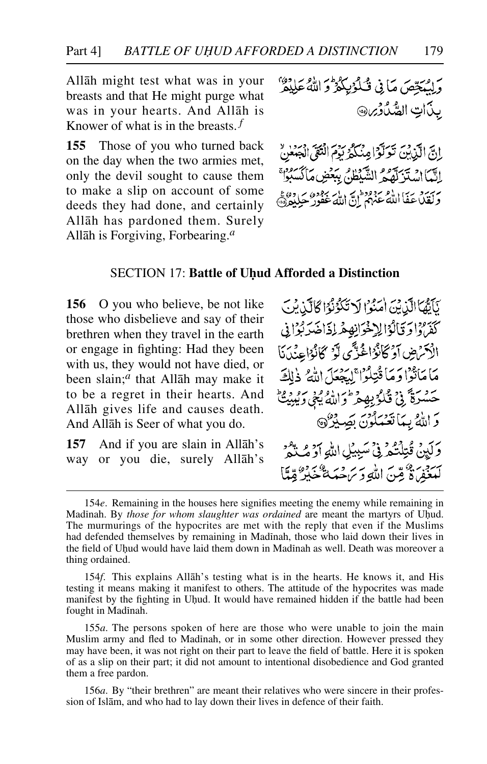Allāh might test what was in your breasts and that He might purge what was in your hearts. And Allāh is Knower of what is in the breasts.[f]

وَلِيُمَحِّصَ مَا فِي قُلُوبِكُمْ ۗ وَاللَّهُ عَلِيمٌ بِذَاتِ الصُّدُورِ ﴿١٥٤﴾

**155** Those of you who turned back on the day when the two armies met, only the devil sought to cause them to make a slip on account of some deeds they had done, and certainly Allāh has pardoned them. Surely Allāh is Forgiving, Forbearing.[a]

إِنَّ الَّذِينَ تَوَلَّوْا مِنكُمْ يَوْمَ الْتَقَى الْجَمْعَانِ إِنَّمَا اسْتَزَلَّهُمُ الشَّيْطَانُ بِبَعْضِ مَا كَسَبُوا ۖ وَلَقَدْ عَفَا اللَّهُ عَنْهُمْ ۗ إِنَّ اللَّهَ غَفُورٌ حَلِيمٌ ﴿١٥٥﴾

## SECTION 17: **Battle of Uḥud Afforded a Distinction**

**156** O you who believe, be not like those who disbelieve and say of their brethren when they travel in the earth or engage in fighting: Had they been with us, they would not have died, or been slain;[a] that Allāh may make it to be a regret in their hearts. And Allāh gives life and causes death. And Allāh is Seer of what you do.

يَا أَيُّهَا الَّذِينَ آمَنُوا لَا تَكُونُوا كَالَّذِينَ كَفَرُوا وَقَالُوا لِإِخْوَانِهِمْ إِذَا ضَرَبُوا فِي الْأَرْضِ أَوْ كَانُوا غُزًّى لَّوْ كَانُوا عِندَنَا مَا مَاتُوا وَمَا قُتِلُوا لِيَجْعَلَ اللَّهُ ذَٰلِكَ حَسْرَةً فِي قُلُوبِهِمْ ۗ وَاللَّهُ يُحْيِي وَيُمِيتُ ۗ وَاللَّهُ بِمَا تَعْمَلُونَ بَصِيرٌ ﴿١٥٦﴾

**157** And if you are slain in Allāh's way or you die, surely Allāh's

وَلَئِن قُتِلْتُمْ فِي سَبِيلِ اللَّهِ أَوْ مُتُّمْ لَمَغْفِرَةٌ مِّنَ اللَّهِ وَرَحْمَةٌ خَيْرٌ مِّمَّا

---

154*e*. Remaining in the houses here signifies meeting the enemy while remaining in Madīnah. By *those for whom slaughter was ordained* are meant the martyrs of Uḥud. The murmurings of the hypocrites are met with the reply that even if the Muslims had defended themselves by remaining in Madīnah, those who laid down their lives in the field of Uḥud would have laid them down in Madīnah as well. Death was moreover a thing ordained.

154*f*. This explains Allāh's testing what is in the hearts. He knows it, and His testing it means making it manifest to others. The attitude of the hypocrites was made manifest by the fighting in Uḥud. It would have remained hidden if the battle had been fought in Madīnah.

155*a*. The persons spoken of here are those who were unable to join the main Muslim army and fled to Madīnah, or in some other direction. However pressed they may have been, it was not right on their part to leave the field of battle. Here it is spoken of as a slip on their part; it did not amount to intentional disobedience and God granted them a free pardon.

156*a*. By "their brethren" are meant their relatives who were sincere in their profession of Islām, and who had to lay down their lives in defence of their faith.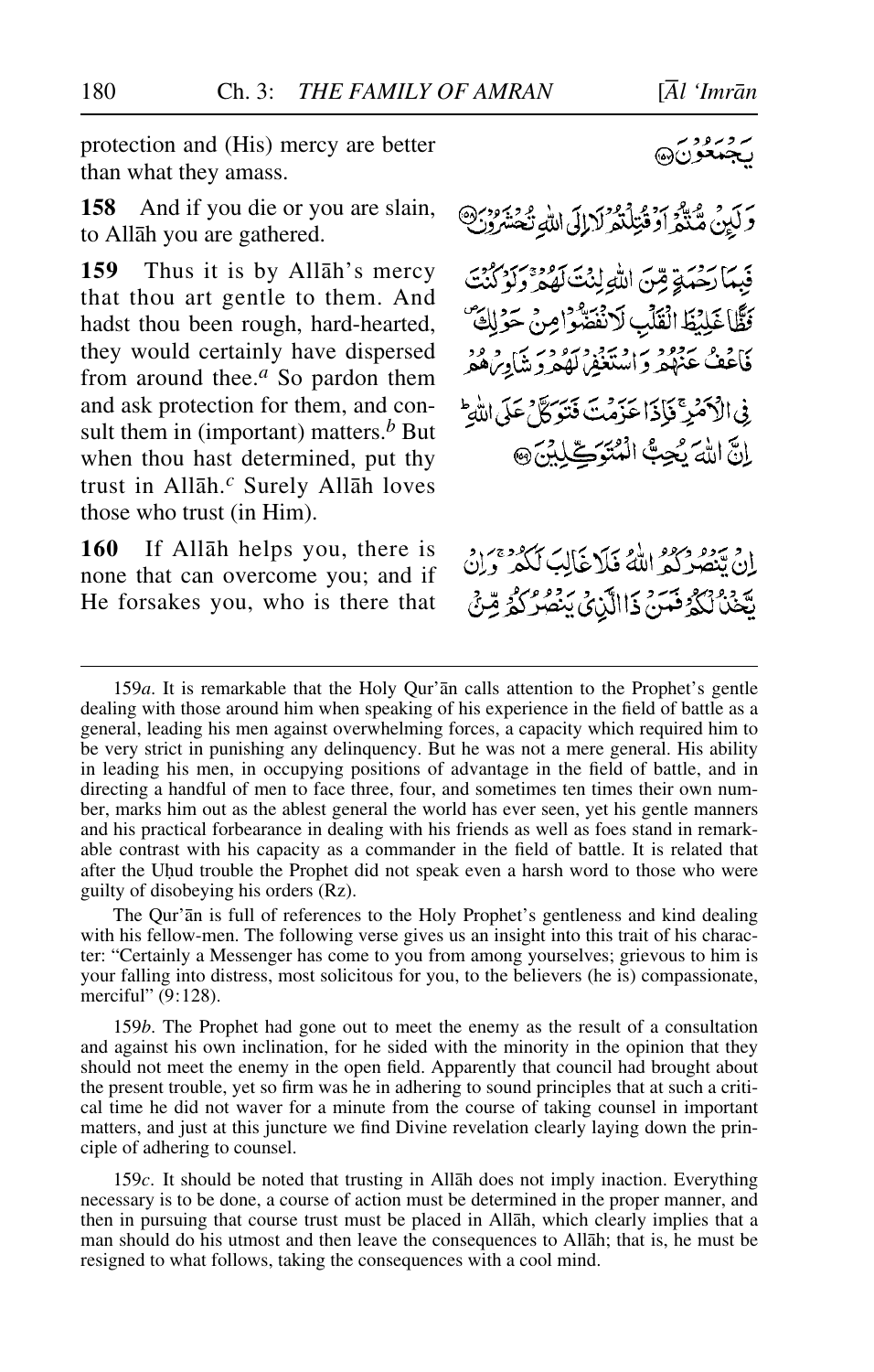protection and (His) mercy are better than what they amass.

يَجْمَعُوْنَ ﴿١٥٧﴾

**158** And if you die or you are slain, to Allāh you are gathered.

وَلَئِنْ مُّتُّمْ اَوْ قُتِلْتُمْ لَاِالَى اللّٰهِ تُحْشَرُوْنَ ﴿١٥٨﴾

**159** Thus it is by Allāh's mercy that thou art gentle to them. And hadst thou been rough, hard-hearted, they would certainly have dispersed from around thee.[a] So pardon them and ask protection for them, and consult them in (important) matters.[b] But when thou hast determined, put thy trust in Allāh.[c] Surely Allāh loves those who trust (in Him).

فَبِمَا رَحْمَةٍ مِّنَ اللّٰهِ لِنْتَ لَهُمْ ۚ وَلَوْ كُنْتَ فَظًّا غَلِيْظَ الْقَلْبِ لَانْفَضُّوْا مِنْ حَوْلِكَ ۖ فَاعْفُ عَنْهُمْ وَاسْتَغْفِرْ لَهُمْ وَشَاوِرْهُمْ فِي الْاَمْرِ ۚ فَاِذَا عَزَمْتَ فَتَوَكَّلْ عَلَى اللّٰهِ ۗ اِنَّ اللّٰهَ يُحِبُّ الْمُتَوَكِّلِيْنَ ﴿١٥٩﴾

**160** If Allāh helps you, there is none that can overcome you; and if He forsakes you, who is there that

اِنْ يَّنْصُرْكُمُ اللّٰهُ فَلَا غَالِبَ لَكُمْ ۚ وَاِنْ يَّخْذُلْكُمْ فَمَنْ ذَا الَّذِيْ يَنْصُرُكُمْ مِّنْۢ

---

159*a*. It is remarkable that the Holy Qur'ān calls attention to the Prophet's gentle dealing with those around him when speaking of his experience in the field of battle as a general, leading his men against overwhelming forces, a capacity which required him to be very strict in punishing any delinquency. But he was not a mere general. His ability in leading his men, in occupying positions of advantage in the field of battle, and in directing a handful of men to face three, four, and sometimes ten times their own number, marks him out as the ablest general the world has ever seen, yet his gentle manners and his practical forbearance in dealing with his friends as well as foes stand in remarkable contrast with his capacity as a commander in the field of battle. It is related that after the Uḥud trouble the Prophet did not speak even a harsh word to those who were guilty of disobeying his orders (Rz).

The Qur'ān is full of references to the Holy Prophet's gentleness and kind dealing with his fellow-men. The following verse gives us an insight into this trait of his character: "Certainly a Messenger has come to you from among yourselves; grievous to him is your falling into distress, most solicitous for you, to the believers (he is) compassionate, merciful" (9:128).

159*b*. The Prophet had gone out to meet the enemy as the result of a consultation and against his own inclination, for he sided with the minority in the opinion that they should not meet the enemy in the open field. Apparently that council had brought about the present trouble, yet so firm was he in adhering to sound principles that at such a critical time he did not waver for a minute from the course of taking counsel in important matters, and just at this juncture we find Divine revelation clearly laying down the principle of adhering to counsel.

159*c*. It should be noted that trusting in Allāh does not imply inaction. Everything necessary is to be done, a course of action must be determined in the proper manner, and then in pursuing that course trust must be placed in Allāh, which clearly implies that a man should do his utmost and then leave the consequences to Allāh; that is, he must be resigned to what follows, taking the consequences with a cool mind.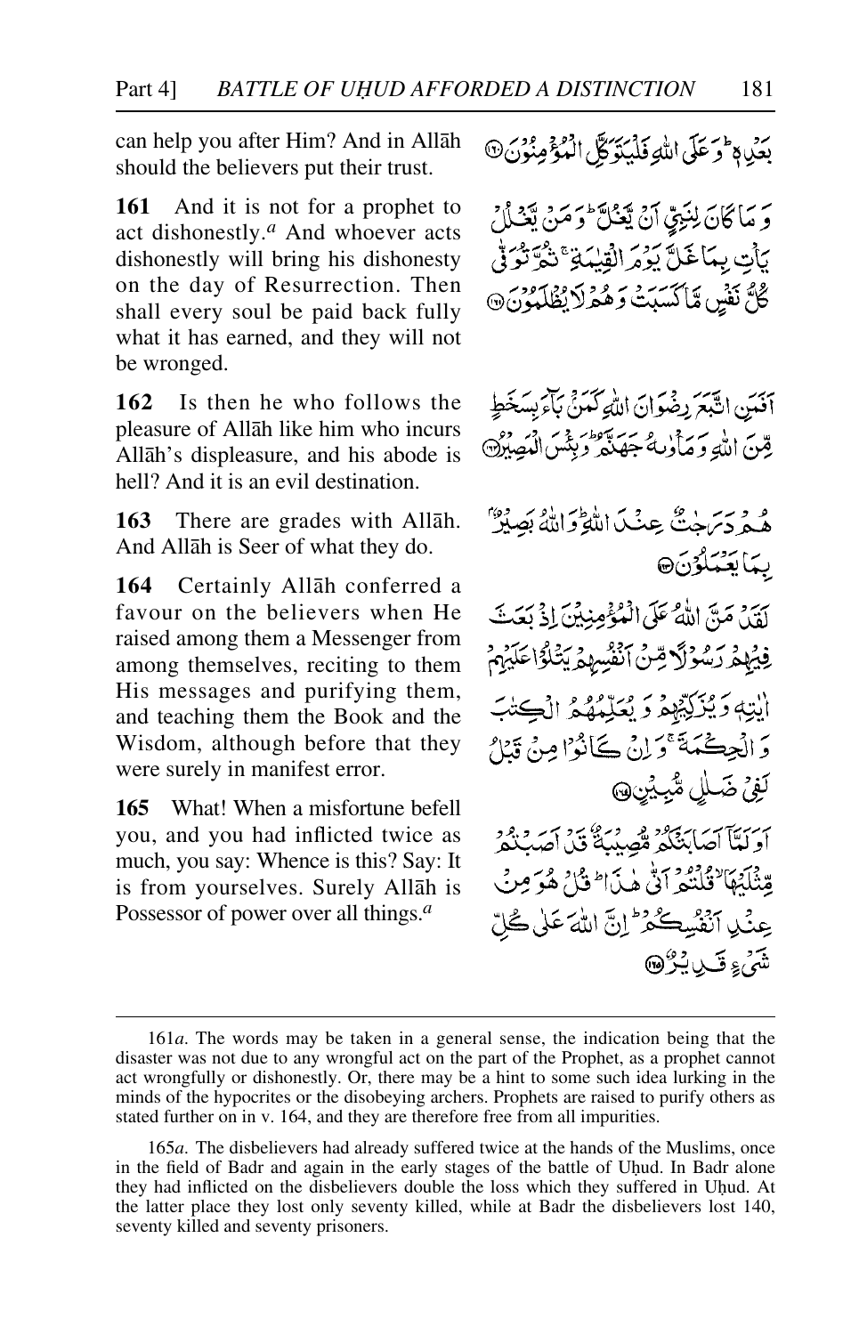can help you after Him? And in Allāh should the believers put their trust.

بَعْدِهٖ ؕ وَعَلَى اللّٰهِ فَلْيَتَوَكَّلِ الْمُؤْمِنُوْنَ ﴿۱۶۰﴾

**161** And it is not for a prophet to act dishonestly.[a] And whoever acts dishonestly will bring his dishonesty on the day of Resurrection. Then shall every soul be paid back fully what it has earned, and they will not be wronged.

وَمَا كَانَ لِنَبِيٍّ اَنْ يَّغُلَّ ؕ وَمَنْ يَّغْلُلْ يَاْتِ بِمَا غَلَّ يَوْمَ الْقِيٰمَةِ ۚ ثُمَّ تُوَفّٰى كُلُّ نَفْسٍ مَّا كَسَبَتْ وَهُمْ لَا يُظْلَمُوْنَ ﴿۱۶۱﴾

**162** Is then he who follows the pleasure of Allāh like him who incurs Allāh's displeasure, and his abode is hell? And it is an evil destination.

اَفَمَنِ اتَّبَعَ رِضْوَانَ اللّٰهِ كَمَنْۢ بَآءَ بِسَخَطٍ مِّنَ اللّٰهِ وَمَاْوٰىهُ جَهَنَّمُ ؕ وَبِئْسَ الْمَصِيْرُ ﴿۱۶۲﴾

**163** There are grades with Allāh. And Allāh is Seer of what they do.

هُمْ دَرَجٰتٌ عِنْدَ اللّٰهِ ؕ وَاللّٰهُ بَصِيْرٌۢ بِمَا يَعْمَلُوْنَ ﴿۱۶۳﴾

**164** Certainly Allāh conferred a favour on the believers when He raised among them a Messenger from among themselves, reciting to them His messages and purifying them, and teaching them the Book and the Wisdom, although before that they were surely in manifest error.

لَقَدْ مَنَّ اللّٰهُ عَلَى الْمُؤْمِنِيْنَ اِذْ بَعَثَ فِيْهِمْ رَسُوْلًا مِّنْ اَنْفُسِهِمْ يَتْلُوْا عَلَيْهِمْ اٰيٰتِهٖ وَيُزَكِّيْهِمْ وَيُعَلِّمُهُمُ الْكِتٰبَ وَالْحِكْمَةَ ۚ وَاِنْ كَانُوْا مِنْ قَبْلُ لَفِيْ ضَلٰلٍ مُّبِيْنٍ ﴿۱۶۴﴾

**165** What! When a misfortune befell you, and you had inflicted twice as much, you say: Whence is this? Say: It is from yourselves. Surely Allāh is Possessor of power over all things.[a]

اَوَلَمَّاۤ اَصَابَتْكُمْ مُّصِيْبَةٌ قَدْ اَصَبْتُمْ مِّثْلَيْهَا ۙ قُلْتُمْ اَنّٰى هٰذَا ؕ قُلْ هُوَ مِنْ عِنْدِ اَنْفُسِكُمْ ؕ اِنَّ اللّٰهَ عَلٰى كُلِّ شَيْءٍ قَدِيْرٌ ﴿۱۶۵﴾

---

161*a*. The words may be taken in a general sense, the indication being that the disaster was not due to any wrongful act on the part of the Prophet, as a prophet cannot act wrongfully or dishonestly. Or, there may be a hint to some such idea lurking in the minds of the hypocrites or the disobeying archers. Prophets are raised to purify others as stated further on in v. 164, and they are therefore free from all impurities.

165*a*. The disbelievers had already suffered twice at the hands of the Muslims, once in the field of Badr and again in the early stages of the battle of Uḥud. In Badr alone they had inflicted on the disbelievers double the loss which they suffered in Uḥud. At the latter place they lost only seventy killed, while at Badr the disbelievers lost 140, seventy killed and seventy prisoners.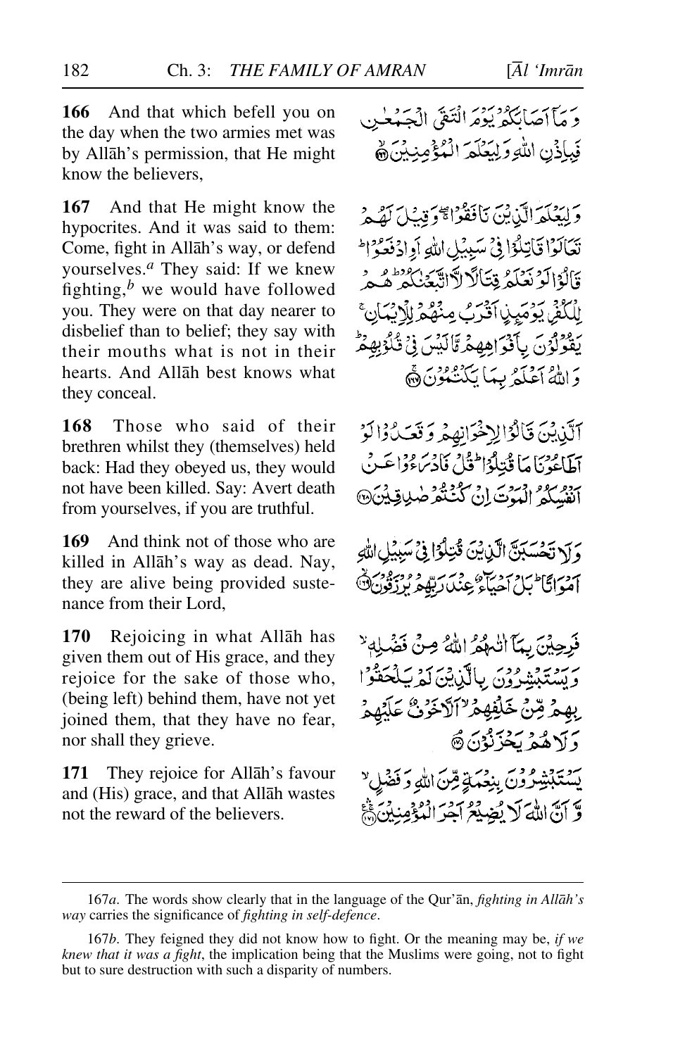**166** And that which befell you on the day when the two armies met was by Allāh's permission, that He might know the believers,

وَمَآ اَصَابَكُمۡ يَوۡمَ الۡتَقَى الۡجَمۡعٰنِ فَبِاِذۡنِ اللّٰهِ وَلِيَعۡلَمَ الۡمُؤۡمِنِيۡنَ ﴿۱۶۶﴾

**167** And that He might know the hypocrites. And it was said to them: Come, fight in Allāh's way, or defend yourselves.[a] They said: If we knew fighting,[b] we would have followed you. They were on that day nearer to disbelief than to belief; they say with their mouths what is not in their hearts. And Allāh best knows what they conceal.

وَلِيَعۡلَمَ الَّذِيۡنَ نَافَقُوۡا ۖۚ وَقِيۡلَ لَهُمۡ تَعَالَوۡا قَاتِلُوۡا فِىۡ سَبِيۡلِ اللّٰهِ اَوِ ادۡفَعُوۡا ؕ قَالُوۡا لَوۡ نَعۡلَمُ قِتَالًا لَّاتَّبَعۡنٰكُمۡ ؕ هُمۡ لِلۡكُفۡرِ يَوۡمَٮِٕذٍ اَقۡرَبُ مِنۡهُمۡ لِلۡاِيۡمَانِ ۚ يَقُوۡلُوۡنَ بِاَفۡوَاهِهِمۡ مَّا لَيۡسَ فِىۡ قُلُوۡبِهِمۡ ؕ وَاللّٰهُ اَعۡلَمُ بِمَا يَكۡتُمُوۡنَ ﴿۱۶۷﴾

**168** Those who said of their brethren whilst they (themselves) held back: Had they obeyed us, they would not have been killed. Say: Avert death from yourselves, if you are truthful.

اَلَّذِيۡنَ قَالُوۡا لِاِخۡوَانِهِمۡ وَقَعَدُوۡا لَوۡ اَطَاعُوۡنَا مَا قُتِلُوۡا ؕ قُلۡ فَادۡرَءُوۡا عَنۡ اَنۡفُسِكُمُ الۡمَوۡتَ اِنۡ كُنۡتُمۡ صٰدِقِيۡنَ ﴿۱۶۸﴾

**169** And think not of those who are killed in Allāh's way as dead. Nay, they are alive being provided sustenance from their Lord,

وَلَا تَحۡسَبَنَّ الَّذِيۡنَ قُتِلُوۡا فِىۡ سَبِيۡلِ اللّٰهِ اَمۡوَاتًا ؕ بَلۡ اَحۡيَآءٌ عِنۡدَ رَبِّهِمۡ يُرۡزَقُوۡنَ ﴿۱۶۹﴾

**170** Rejoicing in what Allāh has given them out of His grace, and they rejoice for the sake of those who, (being left) behind them, have not yet joined them, that they have no fear, nor shall they grieve.

فَرِحِيۡنَ بِمَآ اٰتٰٮهُمُ اللّٰهُ مِنۡ فَضۡلِهٖ ۙ وَيَسۡتَبۡشِرُوۡنَ بِالَّذِيۡنَ لَمۡ يَلۡحَقُوۡا بِهِمۡ مِّنۡ خَلۡفِهِمۡ ۙ اَلَّا خَوۡفٌ عَلَيۡهِمۡ وَلَا هُمۡ يَحۡزَنُوۡنَ ﴿۱۷۰﴾

**171** They rejoice for Allāh's favour and (His) grace, and that Allāh wastes not the reward of the believers.

يَسۡتَبۡشِرُوۡنَ بِنِعۡمَةٍ مِّنَ اللّٰهِ وَفَضۡلٍ ۙ وَّاَنَّ اللّٰهَ لَا يُضِيۡعُ اَجۡرَ الۡمُؤۡمِنِيۡنَ ﴿۱۷۱﴾

---

167*a*. The words show clearly that in the language of the Qur'ān, *fighting in Allāh's way* carries the significance of *fighting in self-defence*.

167*b*. They feigned they did not know how to fight. Or the meaning may be, *if we knew that it was a fight*, the implication being that the Muslims were going, not to fight but to sure destruction with such a disparity of numbers.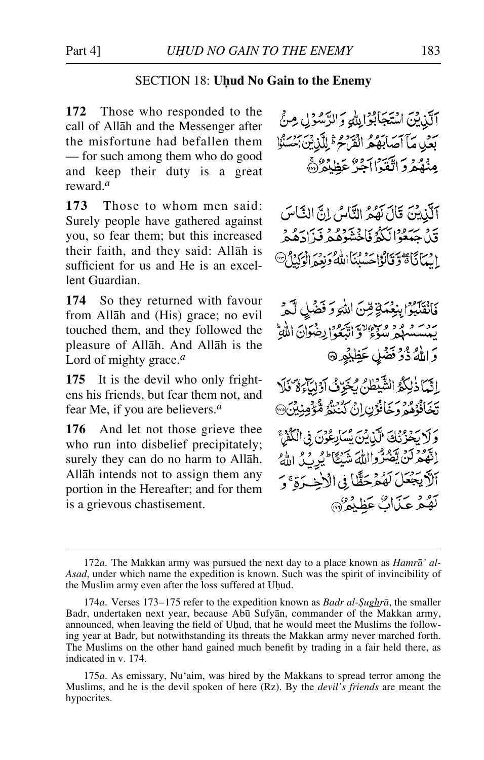## SECTION 18: Uḥud No Gain to the Enemy

**172** Those who responded to the call of Allāh and the Messenger after the misfortune had befallen them — for such among them who do good and keep their duty is a great reward.[a]

اَلَّذِيْنَ اسْتَجَابُوْا لِلّٰهِ وَ الرَّسُوْلِ مِنْۢ بَعْدِ مَآ اَصَابَهُمُ الْقَرْحُ ۛؕ لِلَّذِيْنَ اَحْسَنُوْا مِنْهُمْ وَ اتَّقَوْا اَجْرٌ عَظِيْمٌ ﴿۱۷۲﴾

**173** Those to whom men said: Surely people have gathered against you, so fear them; but this increased their faith, and they said: Allāh is sufficient for us and He is an excellent Guardian.

اَلَّذِيْنَ قَالَ لَهُمُ النَّاسُ اِنَّ النَّاسَ قَدْ جَمَعُوْا لَكُمْ فَاخْشَوْهُمْ فَزَادَهُمْ اِيْمَانًا ۖۗ وَّ قَالُوْا حَسْبُنَا اللّٰهُ وَ نِعْمَ الْوَكِيْلُ ﴿۱۷۳﴾

**174** So they returned with favour from Allāh and (His) grace; no evil touched them, and they followed the pleasure of Allāh. And Allāh is the Lord of mighty grace.[a]

فَانْقَلَبُوْا بِنِعْمَةٍ مِّنَ اللّٰهِ وَ فَضْلٍ لَّمْ يَمْسَسْهُمْ سُوْٓءٌ ۙ وَّ اتَّبَعُوْا رِضْوَانَ اللّٰهِ ؕ وَ اللّٰهُ ذُوْ فَضْلٍ عَظِيْمٍ ﴿۱۷۴﴾

**175** It is the devil who only frightens his friends, but fear them not, and fear Me, if you are believers.[a]

اِنَّمَا ذٰلِكُمُ الشَّيْطٰنُ يُخَوِّفُ اَوْلِيَآءَهٗ ۪ فَلَا تَخَافُوْهُمْ وَ خَافُوْنِ اِنْ كُنْتُمْ مُّؤْمِنِيْنَ ﴿۱۷۵﴾

**176** And let not those grieve thee who run into disbelief precipitately; surely they can do no harm to Allāh. Allāh intends not to assign them any portion in the Hereafter; and for them is a grievous chastisement.

وَ لَا يَحْزُنْكَ الَّذِيْنَ يُسَارِعُوْنَ فِي الْكُفْرِ ۚ اِنَّهُمْ لَنْ يَّضُرُّوا اللّٰهَ شَيْـًٔا ؕ يُرِيْدُ اللّٰهُ اَلَّا يَجْعَلَ لَهُمْ حَظًّا فِي الْاٰخِرَةِ ۚ وَ لَهُمْ عَذَابٌ عَظِيْمٌ ﴿۱۷۶﴾

---

172*a*. The Makkan army was pursued the next day to a place known as *Hamrā' al-Asad*, under which name the expedition is known. Such was the spirit of invincibility of the Muslim army even after the loss suffered at Uḥud.

174*a*. Verses 173–175 refer to the expedition known as *Badr al-Ṣughrā*, the smaller Badr, undertaken next year, because Abū Sufyān, commander of the Makkan army, announced, when leaving the field of Uḥud, that he would meet the Muslims the following year at Badr, but notwithstanding its threats the Makkan army never marched forth. The Muslims on the other hand gained much benefit by trading in a fair held there, as indicated in v. 174.

175*a*. As emissary, Nu'aim, was hired by the Makkans to spread terror among the Muslims, and he is the devil spoken of here (Rz). By the *devil's friends* are meant the hypocrites.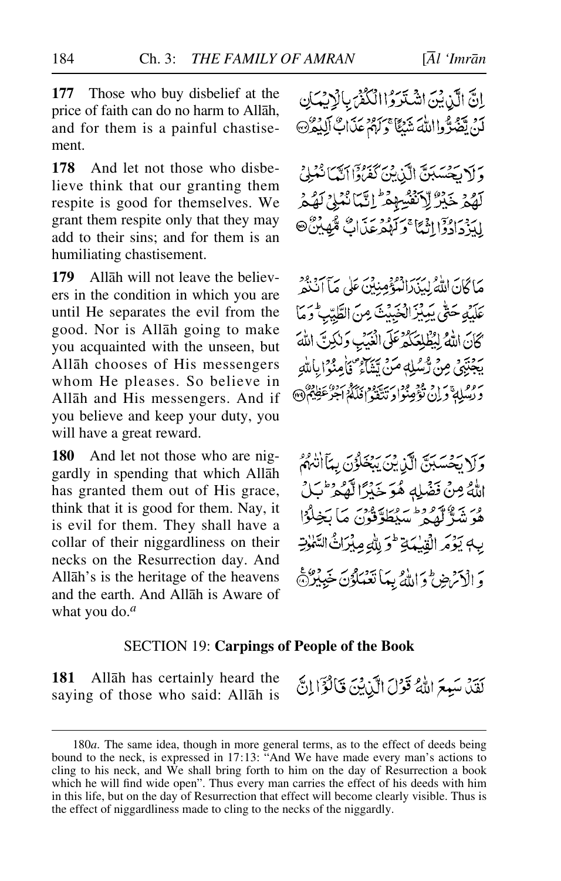**177** Those who buy disbelief at the price of faith can do no harm to Allāh, and for them is a painful chastisement.

إِنَّ الَّذِينَ اشْتَرَوُا الْكُفْرَ بِالْإِيمَانِ لَن يَضُرُّوا اللَّهَ شَيْئًا وَلَهُمْ عَذَابٌ أَلِيمٌ ﴿١٧٧﴾

**178** And let not those who disbelieve think that our granting them respite is good for themselves. We grant them respite only that they may add to their sins; and for them is an humiliating chastisement.

وَلَا يَحْسَبَنَّ الَّذِينَ كَفَرُوا أَنَّمَا نُمْلِي لَهُمْ خَيْرٌ لِّأَنفُسِهِمْ إِنَّمَا نُمْلِي لَهُمْ لِيَزْدَادُوا إِثْمًا وَلَهُمْ عَذَابٌ مُّهِينٌ ﴿١٧٨﴾

**179** Allāh will not leave the believers in the condition in which you are until He separates the evil from the good. Nor is Allāh going to make you acquainted with the unseen, but Allāh chooses of His messengers whom He pleases. So believe in Allāh and His messengers. And if you believe and keep your duty, you will have a great reward.

مَّا كَانَ اللَّهُ لِيَذَرَ الْمُؤْمِنِينَ عَلَىٰ مَا أَنتُمْ عَلَيْهِ حَتَّىٰ يَمِيزَ الْخَبِيثَ مِنَ الطَّيِّبِ وَمَا كَانَ اللَّهُ لِيُطْلِعَكُمْ عَلَى الْغَيْبِ وَلَٰكِنَّ اللَّهَ يَجْتَبِي مِن رُّسُلِهِ مَن يَشَاءُ فَآمِنُوا بِاللَّهِ وَرُسُلِهِ وَإِن تُؤْمِنُوا وَتَتَّقُوا فَلَكُمْ أَجْرٌ عَظِيمٌ ﴿١٧٩﴾

**180** And let not those who are niggardly in spending that which Allāh has granted them out of His grace, think that it is good for them. Nay, it is evil for them. They shall have a collar of their niggardliness on their necks on the Resurrection day. And Allāh's is the heritage of the heavens and the earth. And Allāh is Aware of what you do.[a]

وَلَا يَحْسَبَنَّ الَّذِينَ يَبْخَلُونَ بِمَا آتَاهُمُ اللَّهُ مِن فَضْلِهِ هُوَ خَيْرًا لَّهُم بَلْ هُوَ شَرٌّ لَّهُمْ سَيُطَوَّقُونَ مَا بَخِلُوا بِهِ يَوْمَ الْقِيَامَةِ وَلِلَّهِ مِيرَاثُ السَّمَاوَاتِ وَالْأَرْضِ وَاللَّهُ بِمَا تَعْمَلُونَ خَبِيرٌ ﴿١٨٠﴾

## SECTION 19: **Carpings of People of the Book**

**181** Allāh has certainly heard the saying of those who said: Allāh is

لَّقَدْ سَمِعَ اللَّهُ قَوْلَ الَّذِينَ قَالُوا إِنَّ

---

180*a*. The same idea, though in more general terms, as to the effect of deeds being bound to the neck, is expressed in 17:13: "And We have made every man's actions to cling to his neck, and We shall bring forth to him on the day of Resurrection a book which he will find wide open". Thus every man carries the effect of his deeds with him in this life, but on the day of Resurrection that effect will become clearly visible. Thus is the effect of niggardliness made to cling to the necks of the niggardly.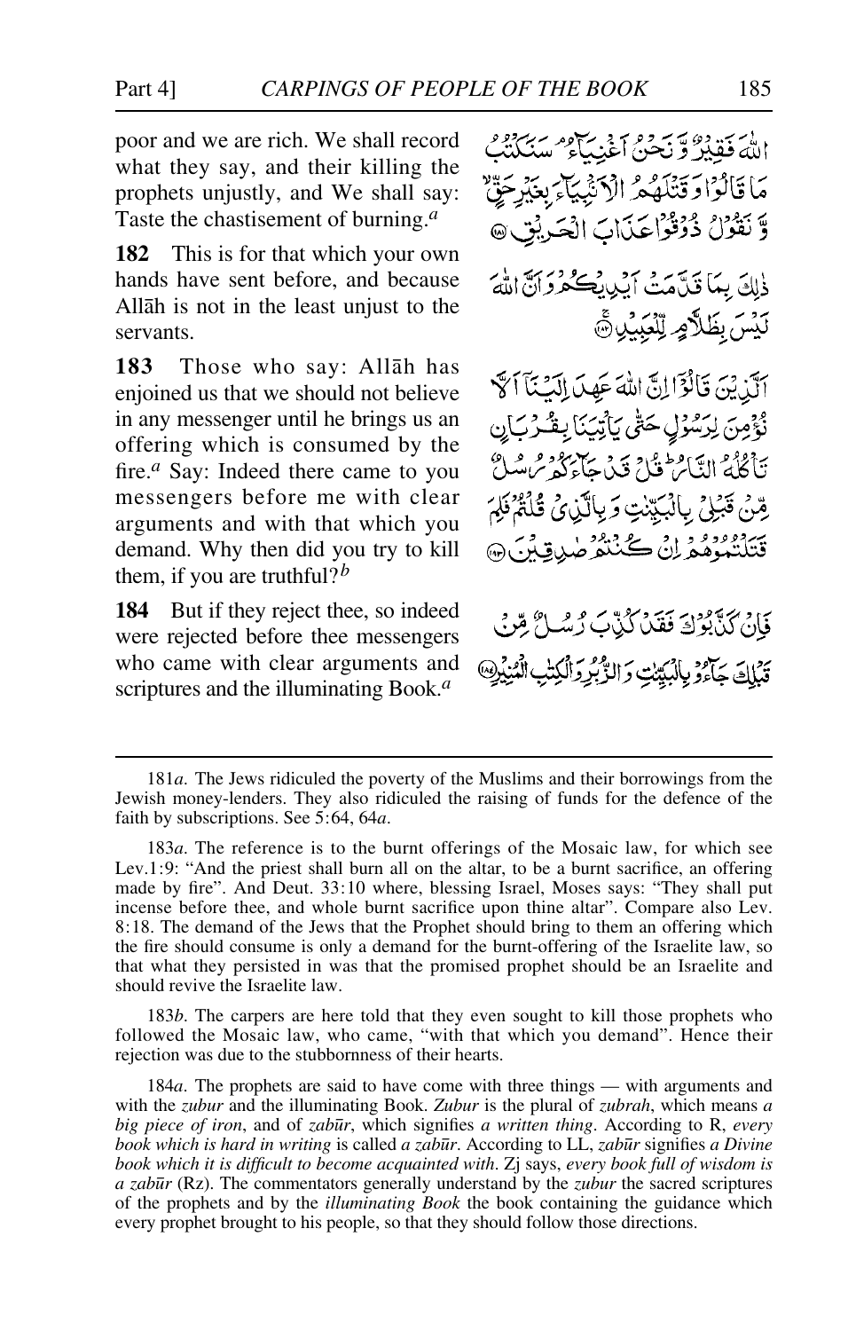poor and we are rich. We shall record what they say, and their killing the prophets unjustly, and We shall say: Taste the chastisement of burning.[a]

اللهَ فَقِيرٌ وَّ نَحْنُ اَغْنِيَآءُ ۘ سَنَكْتُبُ مَا قَالُوْا وَ قَتْلَهُمُ الْاَنْۢبِيَآءَ بِغَيْرِ حَقٍّ ۙ وَّ نَقُوْلُ ذُوْقُوْا عَذَابَ الْحَرِيْقِ ﴿۱۸۱﴾

**182** This is for that which your own hands have sent before, and because Allāh is not in the least unjust to the servants.

ذٰلِكَ بِمَا قَدَّمَتْ اَيْدِيْكُمْ وَ اَنَّ اللهَ لَيْسَ بِظَلَّامٍ لِّلْعَبِيْدِ ﴿۱۸۲﴾

**183** Those who say: Allāh has enjoined us that we should not believe in any messenger until he brings us an offering which is consumed by the fire.[a] Say: Indeed there came to you messengers before me with clear arguments and with that which you demand. Why then did you try to kill them, if you are truthful?[b]

اَلَّذِيْنَ قَالُوْۤا اِنَّ اللهَ عَهِدَ اِلَيْنَاۤ اَلَّا نُؤْمِنَ لِرَسُوْلٍ حَتّٰى يَاْتِيَنَا بِقُرْبَانٍ تَاْكُلُهُ النَّارُ ؕ قُلْ قَدْ جَآءَكُمْ رُسُلٌ مِّنْ قَبْلِيْ بِالْبَيِّنٰتِ وَ بِالَّذِيْ قُلْتُمْ فَلِمَ قَتَلْتُمُوْهُمْ اِنْ كُنْتُمْ صٰدِقِيْنَ ﴿۱۸۳﴾

**184** But if they reject thee, so indeed were rejected before thee messengers who came with clear arguments and scriptures and the illuminating Book.[a]

فَاِنْ كَذَّبُوْكَ فَقَدْ كُذِّبَ رُسُلٌ مِّنْ قَبْلِكَ جَآءُوْ بِالْبَيِّنٰتِ وَ الزُّبُرِ وَ الْكِتٰبِ الْمُنِيْرِ ﴿۱۸۴﴾

---

181*a*. The Jews ridiculed the poverty of the Muslims and their borrowings from the Jewish money-lenders. They also ridiculed the raising of funds for the defence of the faith by subscriptions. See 5:64, 64*a*.

183*a*. The reference is to the burnt offerings of the Mosaic law, for which see Lev.1:9: "And the priest shall burn all on the altar, to be a burnt sacrifice, an offering made by fire". And Deut. 33:10 where, blessing Israel, Moses says: "They shall put incense before thee, and whole burnt sacrifice upon thine altar". Compare also Lev. 8:18. The demand of the Jews that the Prophet should bring to them an offering which the fire should consume is only a demand for the burnt-offering of the Israelite law, so that what they persisted in was that the promised prophet should be an Israelite and should revive the Israelite law.

183*b*. The carpers are here told that they even sought to kill those prophets who followed the Mosaic law, who came, "with that which you demand". Hence their rejection was due to the stubbornness of their hearts.

184*a*. The prophets are said to have come with three things — with arguments and with the *zubur* and the illuminating Book. *Zubur* is the plural of *zubrah*, which means *a big piece of iron*, and of *zabūr*, which signifies *a written thing*. According to R, *every book which is hard in writing* is called *a zabūr*. According to LL, *zabūr* signifies *a Divine book which it is difficult to become acquainted with*. Zj says, *every book full of wisdom is a zabūr* (Rz). The commentators generally understand by the *zubur* the sacred scriptures of the prophets and by the *illuminating Book* the book containing the guidance which every prophet brought to his people, so that they should follow those directions.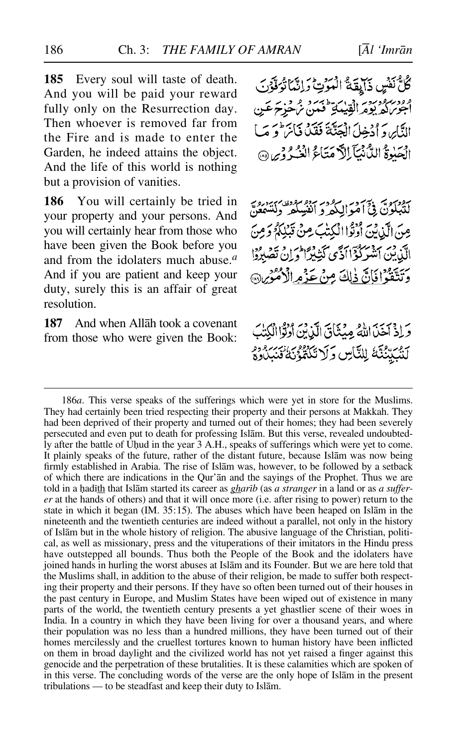**185** Every soul will taste of death. And you will be paid your reward fully only on the Resurrection day. Then whoever is removed far from the Fire and is made to enter the Garden, he indeed attains the object. And the life of this world is nothing but a provision of vanities.

كُلُّ نَفْسٍ ذَآئِقَةُ الْمَوْتِ ۗ وَإِنَّمَا تُوَفَّوْنَ أُجُورَكُمْ يَوْمَ الْقِيٰمَةِ ۖ فَمَنْ زُحْزِحَ عَنِ النَّارِ وَأُدْخِلَ الْجَنَّةَ فَقَدْ فَازَ ۗ وَمَا الْحَيٰوةُ الدُّنْيَآ إِلَّا مَتَاعُ الْغُرُورِ ﴿١٨٥﴾

**186** You will certainly be tried in your property and your persons. And you will certainly hear from those who have been given the Book before you and from the idolaters much abuse.[a] And if you are patient and keep your duty, surely this is an affair of great resolution.

لَتُبْلَوُنَّ فِيْٓ أَمْوَالِكُمْ وَأَنْفُسِكُمْ ۗ وَلَتَسْمَعُنَّ مِنَ الَّذِيْنَ أُوْتُوا الْكِتٰبَ مِنْ قَبْلِكُمْ وَمِنَ الَّذِيْنَ أَشْرَكُوْٓا أَذًى كَثِيْرًا ۗ وَإِنْ تَصْبِرُوْا وَتَتَّقُوْا فَإِنَّ ذٰلِكَ مِنْ عَزْمِ الْأُمُوْرِ ﴿١٨٦﴾

**187** And when Allāh took a covenant from those who were given the Book:

وَإِذْ أَخَذَ اللّٰهُ مِيْثَاقَ الَّذِيْنَ أُوْتُوا الْكِتٰبَ لَتُبَيِّنُنَّهٗ لِلنَّاسِ وَلَا تَكْتُمُوْنَهٗ فَنَبَذُوْهُ

---

186*a*. This verse speaks of the sufferings which were yet in store for the Muslims. They had certainly been tried respecting their property and their persons at Makkah. They had been deprived of their property and turned out of their homes; they had been severely persecuted and even put to death for professing Islām. But this verse, revealed undoubtedly after the battle of Uḥud in the year 3 A.H., speaks of sufferings which were yet to come. It plainly speaks of the future, rather of the distant future, because Islām was now being firmly established in Arabia. The rise of Islām was, however, to be followed by a setback of which there are indications in the Qur'ān and the sayings of the Prophet. Thus we are told in a ḥadīth that Islām started its career as *gharīb* (as *a stranger* in a land or as *a sufferer* at the hands of others) and that it will once more (i.e. after rising to power) return to the state in which it began (IM. 35:15). The abuses which have been heaped on Islām in the nineteenth and the twentieth centuries are indeed without a parallel, not only in the history of Islām but in the whole history of religion. The abusive language of the Christian, political, as well as missionary, press and the vituperations of their imitators in the Hindu press have outstepped all bounds. Thus both the People of the Book and the idolaters have joined hands in hurling the worst abuses at Islām and its Founder. But we are here told that the Muslims shall, in addition to the abuse of their religion, be made to suffer both respecting their property and their persons. If they have so often been turned out of their houses in the past century in Europe, and Muslim States have been wiped out of existence in many parts of the world, the twentieth century presents a yet ghastlier scene of their woes in India. In a country in which they have been living for over a thousand years, and where their population was no less than a hundred millions, they have been turned out of their homes mercilessly and the cruellest tortures known to human history have been inflicted on them in broad daylight and the civilized world has not yet raised a finger against this genocide and the perpetration of these brutalities. It is these calamities which are spoken of in this verse. The concluding words of the verse are the only hope of Islām in the present tribulations — to be steadfast and keep their duty to Islām.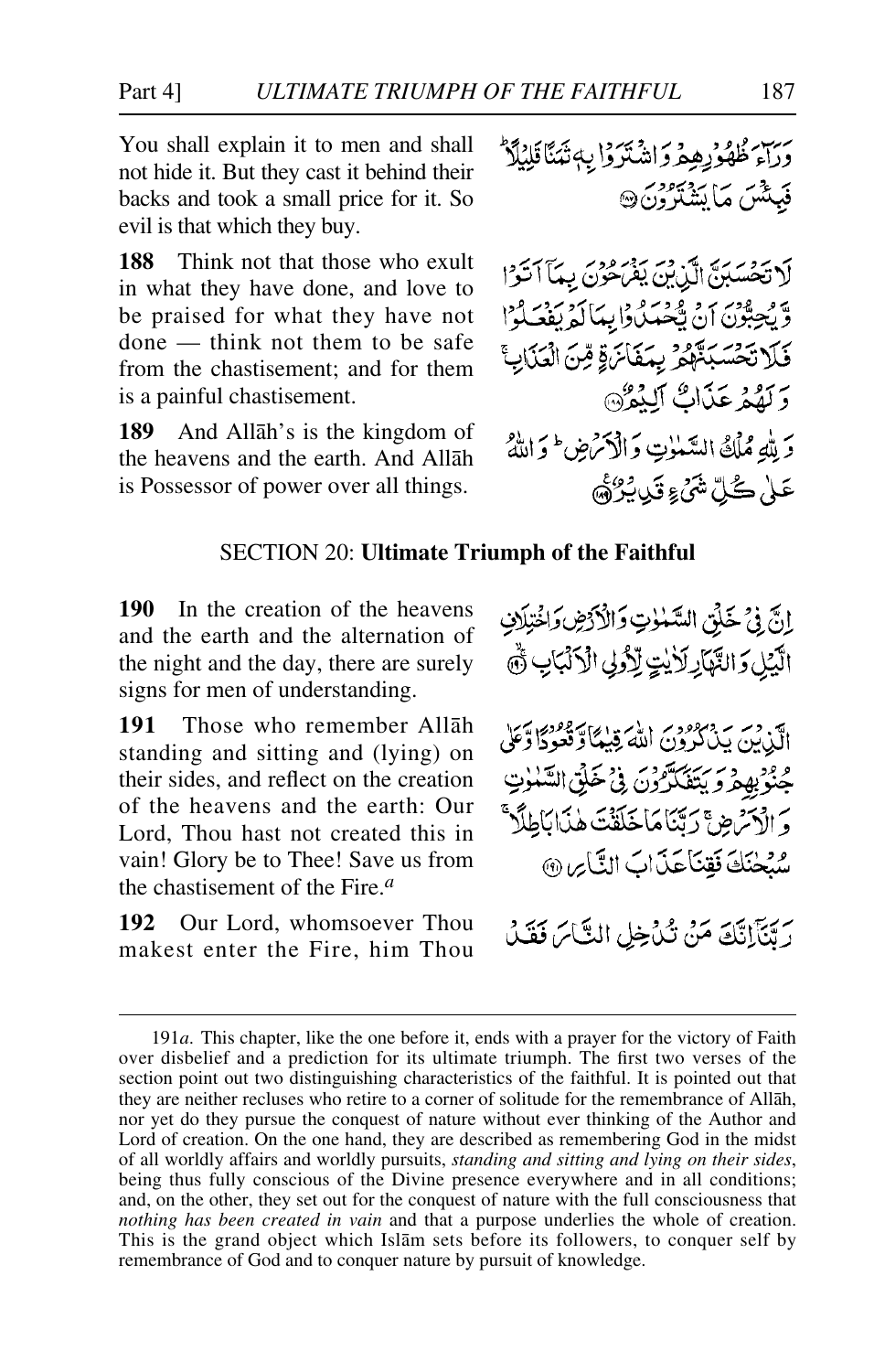You shall explain it to men and shall not hide it. But they cast it behind their backs and took a small price for it. So evil is that which they buy.

وَرَآءَ ظُهُوْرِهِمْ وَاشْتَرَوْا بِهٖ ثَمَنًا قَلِيْلًا ۭ فَبِئْسَ مَا يَشْتَرُوْنَ ﴿۱۸۷﴾

**188** Think not that those who exult in what they have done, and love to be praised for what they have not done — think not them to be safe from the chastisement; and for them is a painful chastisement.

لَا تَحْسَبَنَّ الَّذِيْنَ يَفْرَحُوْنَ بِمَآ اَتَوْا وَّيُحِبُّوْنَ اَنْ يُّحْمَدُوْا بِمَا لَمْ يَفْعَلُوْا فَلَا تَحْسَبَنَّهُمْ بِمَفَازَةٍ مِّنَ الْعَذَابِ ۚ وَلَهُمْ عَذَابٌ اَلِيْمٌ ﴿۱۸۸﴾

**189** And Allāh's is the kingdom of the heavens and the earth. And Allāh is Possessor of power over all things.

وَلِلّٰهِ مُلْكُ السَّمٰوٰتِ وَالْاَرْضِ ۭ وَاللّٰهُ عَلٰي كُلِّ شَيْءٍ قَدِيْرٌ ﴿۱۸۹﴾

## SECTION 20: Ultimate Triumph of the Faithful

**190** In the creation of the heavens and the earth and the alternation of the night and the day, there are surely signs for men of understanding.

اِنَّ فِيْ خَلْقِ السَّمٰوٰتِ وَالْاَرْضِ وَاخْتِلَافِ الَّيْلِ وَالنَّهَارِ لَاٰيٰتٍ لِّاُولِي الْاَلْبَابِ ﴿۱۹۰﴾

**191** Those who remember Allāh standing and sitting and (lying) on their sides, and reflect on the creation of the heavens and the earth: Our Lord, Thou hast not created this in vain! Glory be to Thee! Save us from the chastisement of the Fire.[a]

الَّذِيْنَ يَذْكُرُوْنَ اللّٰهَ قِيٰمًا وَّقُعُوْدًا وَّعَلٰي جُنُوْبِهِمْ وَيَتَفَكَّرُوْنَ فِيْ خَلْقِ السَّمٰوٰتِ وَالْاَرْضِ ۚ رَبَّنَا مَا خَلَقْتَ هٰذَا بَاطِلًا ۚ سُبْحٰنَكَ فَقِنَا عَذَابَ النَّارِ ﴿۱۹۱﴾

**192** Our Lord, whomsoever Thou makest enter the Fire, him Thou

رَبَّنَآ اِنَّكَ مَنْ تُدْخِلِ النَّارَ فَقَدْ

---

191*a*. This chapter, like the one before it, ends with a prayer for the victory of Faith over disbelief and a prediction for its ultimate triumph. The first two verses of the section point out two distinguishing characteristics of the faithful. It is pointed out that they are neither recluses who retire to a corner of solitude for the remembrance of Allāh, nor yet do they pursue the conquest of nature without ever thinking of the Author and Lord of creation. On the one hand, they are described as remembering God in the midst of all worldly affairs and worldly pursuits, *standing and sitting and lying on their sides*, being thus fully conscious of the Divine presence everywhere and in all conditions; and, on the other, they set out for the conquest of nature with the full consciousness that *nothing has been created in vain* and that a purpose underlies the whole of creation. This is the grand object which Islām sets before its followers, to conquer self by remembrance of God and to conquer nature by pursuit of knowledge.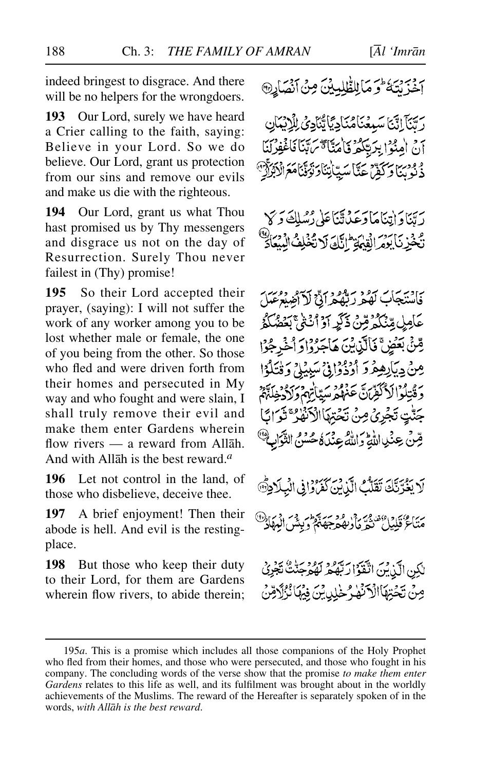indeed bringest to disgrace. And there will be no helpers for the wrongdoers.

أَخْزَيْتَهُ ۖ وَمَا لِلظَّالِمِينَ مِنْ أَنصَارٍ ﴿١٩٢﴾

**193** Our Lord, surely we have heard a Crier calling to the faith, saying: Believe in your Lord. So we do believe. Our Lord, grant us protection from our sins and remove our evils and make us die with the righteous.

رَّبَّنَا إِنَّنَا سَمِعْنَا مُنَادِيًا يُنَادِي لِلْإِيمَانِ أَنْ آمِنُوا بِرَبِّكُمْ فَآمَنَّا ۚ رَبَّنَا فَاغْفِرْ لَنَا ذُنُوبَنَا وَكَفِّرْ عَنَّا سَيِّئَاتِنَا وَتَوَفَّنَا مَعَ الْأَبْرَارِ ﴿١٩٣﴾

**194** Our Lord, grant us what Thou hast promised us by Thy messengers and disgrace us not on the day of Resurrection. Surely Thou never failest in (Thy) promise!

رَبَّنَا وَآتِنَا مَا وَعَدتَّنَا عَلَىٰ رُسُلِكَ وَلَا تُخْزِنَا يَوْمَ الْقِيَامَةِ ۗ إِنَّكَ لَا تُخْلِفُ الْمِيعَادَ ﴿١٩٤﴾

**195** So their Lord accepted their prayer, (saying): I will not suffer the work of any worker among you to be lost whether male or female, the one of you being from the other. So those who fled and were driven forth from their homes and persecuted in My way and who fought and were slain, I shall truly remove their evil and make them enter Gardens wherein flow rivers — a reward from Allāh. And with Allāh is the best reward.[a]

فَاسْتَجَابَ لَهُمْ رَبُّهُمْ أَنِّي لَا أُضِيعُ عَمَلَ عَامِلٍ مِّنكُم مِّن ذَكَرٍ أَوْ أُنثَىٰ ۖ بَعْضُكُم مِّن بَعْضٍ ۖ فَالَّذِينَ هَاجَرُوا وَأُخْرِجُوا مِن دِيَارِهِمْ وَأُوذُوا فِي سَبِيلِي وَقَاتَلُوا وَقُتِلُوا لَأُكَفِّرَنَّ عَنْهُمْ سَيِّئَاتِهِمْ وَلَأُدْخِلَنَّهُمْ جَنَّاتٍ تَجْرِي مِن تَحْتِهَا الْأَنْهَارُ ثَوَابًا مِّنْ عِندِ اللَّهِ ۗ وَاللَّهُ عِندَهُ حُسْنُ الثَّوَابِ ﴿١٩٥﴾

**196** Let not control in the land, of those who disbelieve, deceive thee.

لَا يَغُرَّنَّكَ تَقَلُّبُ الَّذِينَ كَفَرُوا فِي الْبِلَادِ ﴿١٩٦﴾

**197** A brief enjoyment! Then their abode is hell. And evil is the resting-place.

مَتَاعٌ قَلِيلٌ ثُمَّ مَأْوَاهُمْ جَهَنَّمُ ۚ وَبِئْسَ الْمِهَادُ ﴿١٩٧﴾

**198** But those who keep their duty to their Lord, for them are Gardens wherein flow rivers, to abide therein;

لَٰكِنِ الَّذِينَ اتَّقَوْا رَبَّهُمْ لَهُمْ جَنَّاتٌ تَجْرِي مِن تَحْتِهَا الْأَنْهَارُ خَالِدِينَ فِيهَا نُزُلًا مِّنْ

---

195*a*. This is a promise which includes all those companions of the Holy Prophet who fled from their homes, and those who were persecuted, and those who fought in his company. The concluding words of the verse show that the promise *to make them enter Gardens* relates to this life as well, and its fulfilment was brought about in the worldly achievements of the Muslims. The reward of the Hereafter is separately spoken of in the words, *with Allāh is the best reward*.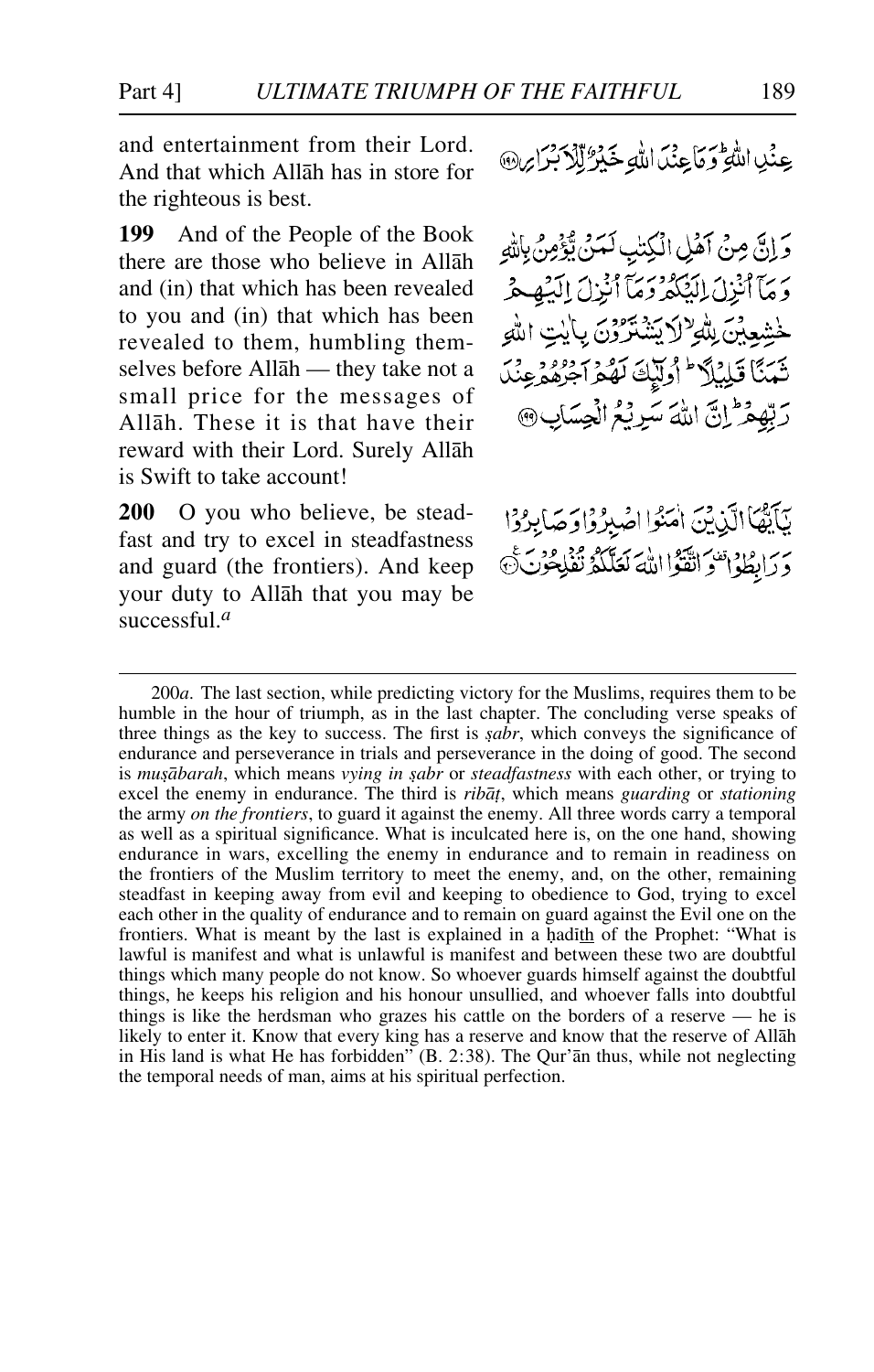and entertainment from their Lord. And that which Allāh has in store for the righteous is best.

عِنْدِ اللّٰهِ ۗ وَمَا عِنْدَ اللّٰهِ خَيْرٌ لِّلْاَبْرَارِ ﴿۱۹۸﴾

**199** And of the People of the Book there are those who believe in Allāh and (in) that which has been revealed to you and (in) that which has been revealed to them, humbling themselves before Allāh — they take not a small price for the messages of Allāh. These it is that have their reward with their Lord. Surely Allāh is Swift to take account!

وَاِنَّ مِنْ اَهْلِ الْكِتٰبِ لَمَنْ يُّؤْمِنُ بِاللّٰهِ وَمَآ اُنْزِلَ اِلَيْكُمْ وَمَآ اُنْزِلَ اِلَيْهِمْ خٰشِعِيْنَ لِلّٰهِ ۙ لَا يَشْتَرُوْنَ بِاٰيٰتِ اللّٰهِ ثَمَنًا قَلِيْلًا ۗ اُولٰٓئِكَ لَهُمْ اَجْرُهُمْ عِنْدَ رَبِّهِمْ ۗ اِنَّ اللّٰهَ سَرِيْعُ الْحِسَابِ ﴿۱۹۹﴾

**200** O you who believe, be steadfast and try to excel in steadfastness and guard (the frontiers). And keep your duty to Allāh that you may be successful.[a]

يٰٓاَيُّهَا الَّذِيْنَ اٰمَنُوا اصْبِرُوْا وَصَابِرُوْا وَرَابِطُوْا ۗ وَاتَّقُوا اللّٰهَ لَعَلَّكُمْ تُفْلِحُوْنَ ﴿۲۰۰﴾

---

200*a*. The last section, while predicting victory for the Muslims, requires them to be humble in the hour of triumph, as in the last chapter. The concluding verse speaks of three things as the key to success. The first is *ṣabr*, which conveys the significance of endurance and perseverance in trials and perseverance in the doing of good. The second is *muṣābarah*, which means *vying in ṣabr* or *steadfastness* with each other, or trying to excel the enemy in endurance. The third is *ribāṭ*, which means *guarding* or *stationing* the army *on the frontiers*, to guard it against the enemy. All three words carry a temporal as well as a spiritual significance. What is inculcated here is, on the one hand, showing endurance in wars, excelling the enemy in endurance and to remain in readiness on the frontiers of the Muslim territory to meet the enemy, and, on the other, remaining steadfast in keeping away from evil and keeping to obedience to God, trying to excel each other in the quality of endurance and to remain on guard against the Evil one on the frontiers. What is meant by the last is explained in a ḥadīth of the Prophet: "What is lawful is manifest and what is unlawful is manifest and between these two are doubtful things which many people do not know. So whoever guards himself against the doubtful things, he keeps his religion and his honour unsullied, and whoever falls into doubtful things is like the herdsman who grazes his cattle on the borders of a reserve — he is likely to enter it. Know that every king has a reserve and know that the reserve of Allāh in His land is what He has forbidden" (B. 2:38). The Qur'ān thus, while not neglecting the temporal needs of man, aims at his spiritual perfection.